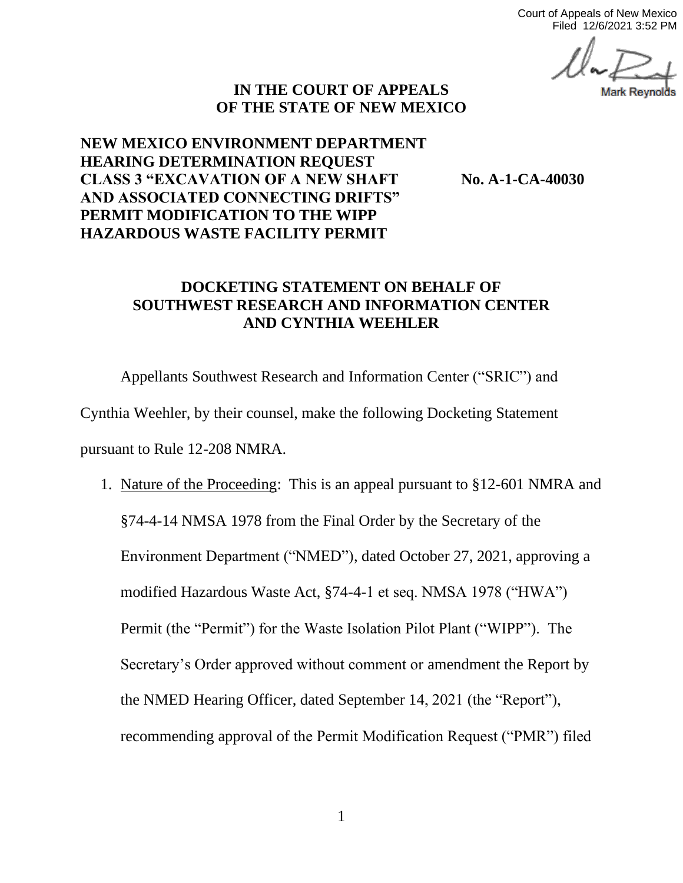Court of Appeals of New Mexico
Filed 12/6/2021 3:52 PM

Mark Reynolds

**IN THE COURT OF APPEALS**
**OF THE STATE OF NEW MEXICO**

**NEW MEXICO ENVIRONMENT DEPARTMENT HEARING DETERMINATION REQUEST CLASS 3 "EXCAVATION OF A NEW SHAFT AND ASSOCIATED CONNECTING DRIFTS" PERMIT MODIFICATION TO THE WIPP HAZARDOUS WASTE FACILITY PERMIT**

**No. A-1-CA-40030**

**DOCKETING STATEMENT ON BEHALF OF SOUTHWEST RESEARCH AND INFORMATION CENTER AND CYNTHIA WEEHLER**

Appellants Southwest Research and Information Center ("SRIC") and Cynthia Weehler, by their counsel, make the following Docketing Statement pursuant to Rule 12-208 NMRA.

1. Nature of the Proceeding: This is an appeal pursuant to §12-601 NMRA and §74-4-14 NMSA 1978 from the Final Order by the Secretary of the Environment Department ("NMED"), dated October 27, 2021, approving a modified Hazardous Waste Act, §74-4-1 et seq. NMSA 1978 ("HWA") Permit (the "Permit") for the Waste Isolation Pilot Plant ("WIPP"). The Secretary's Order approved without comment or amendment the Report by the NMED Hearing Officer, dated September 14, 2021 (the "Report"), recommending approval of the Permit Modification Request ("PMR") filed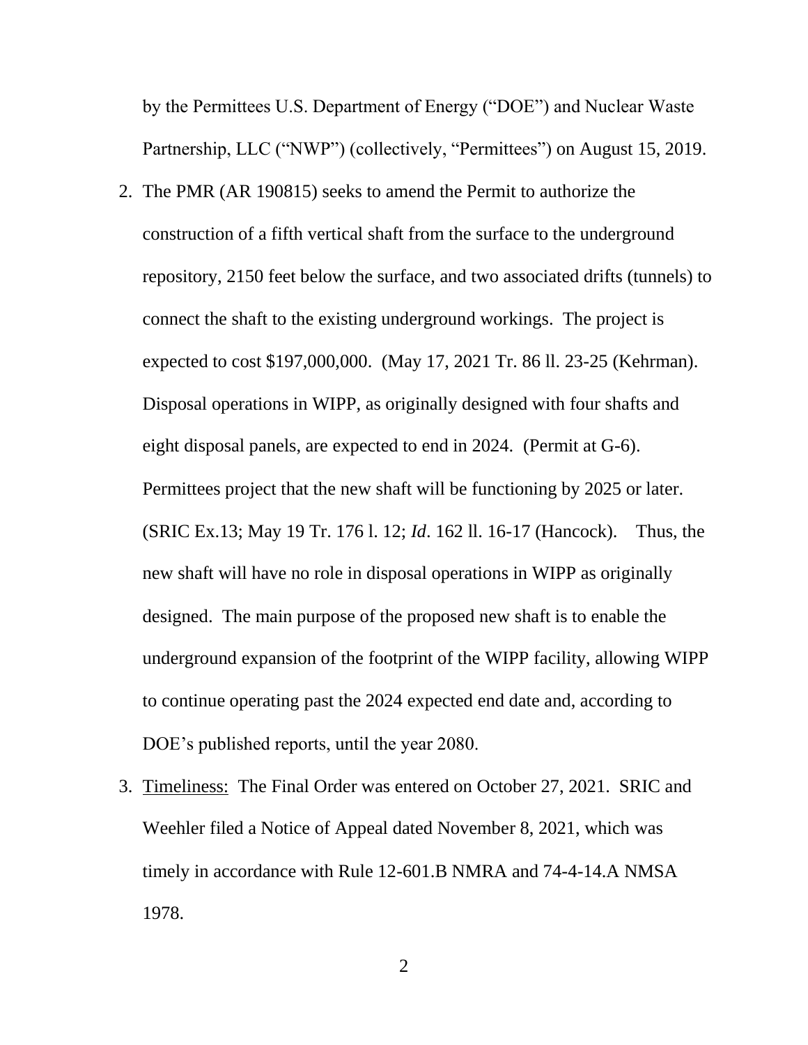by the Permittees U.S. Department of Energy ("DOE") and Nuclear Waste Partnership, LLC ("NWP") (collectively, "Permittees") on August 15, 2019.

2. The PMR (AR 190815) seeks to amend the Permit to authorize the construction of a fifth vertical shaft from the surface to the underground repository, 2150 feet below the surface, and two associated drifts (tunnels) to connect the shaft to the existing underground workings. The project is expected to cost $197,000,000. (May 17, 2021 Tr. 86 ll. 23-25 (Kehrman). Disposal operations in WIPP, as originally designed with four shafts and eight disposal panels, are expected to end in 2024. (Permit at G-6). Permittees project that the new shaft will be functioning by 2025 or later. (SRIC Ex.13; May 19 Tr. 176 l. 12; *Id*. 162 ll. 16-17 (Hancock). Thus, the new shaft will have no role in disposal operations in WIPP as originally designed. The main purpose of the proposed new shaft is to enable the underground expansion of the footprint of the WIPP facility, allowing WIPP to continue operating past the 2024 expected end date and, according to DOE's published reports, until the year 2080.

3. <u>Timeliness:</u> The Final Order was entered on October 27, 2021. SRIC and Weehler filed a Notice of Appeal dated November 8, 2021, which was timely in accordance with Rule 12-601.B NMRA and 74-4-14.A NMSA 1978.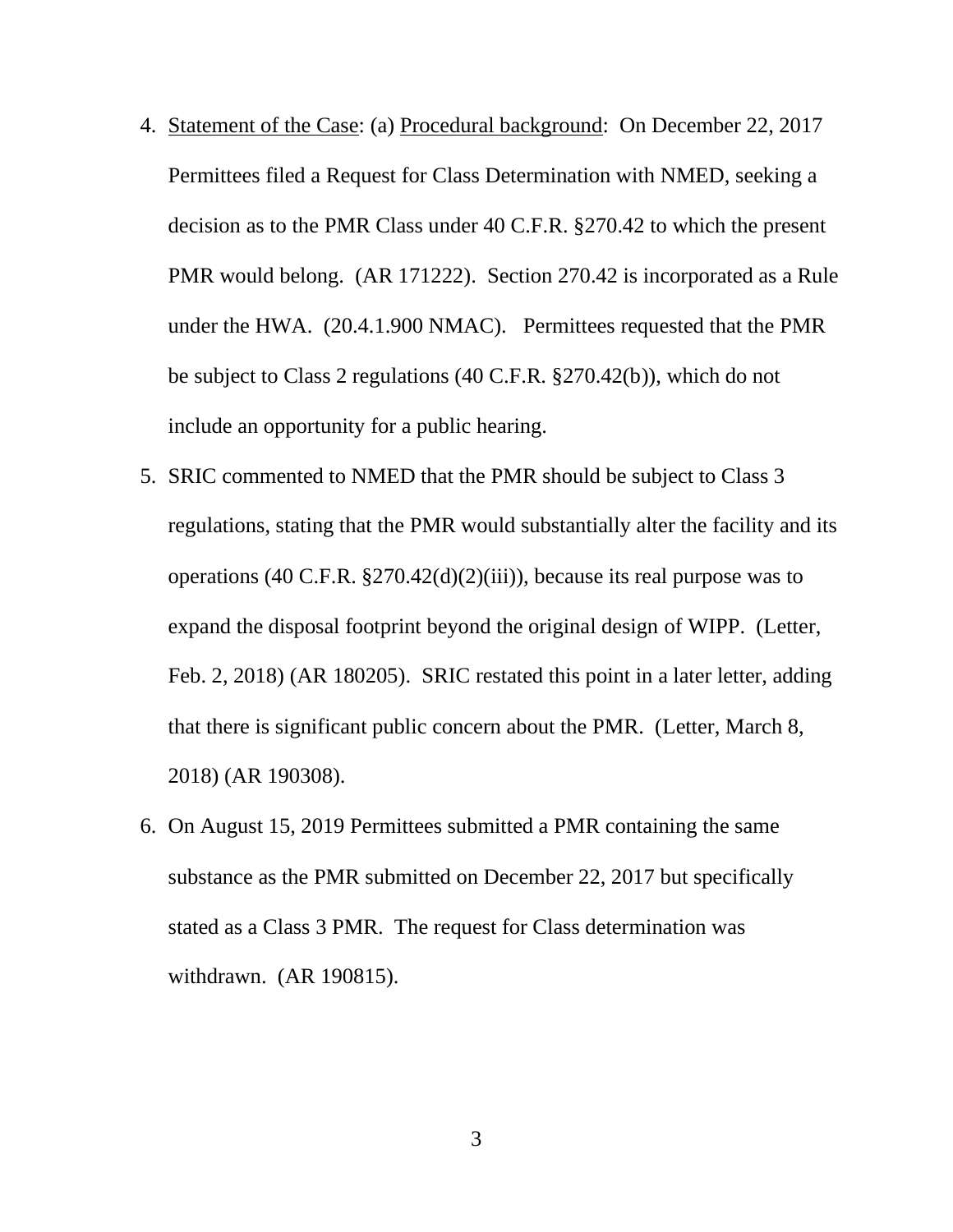4. <u>Statement of the Case</u>: (a) <u>Procedural background</u>: On December 22, 2017 Permittees filed a Request for Class Determination with NMED, seeking a decision as to the PMR Class under 40 C.F.R. §270.42 to which the present PMR would belong. (AR 171222). Section 270.42 is incorporated as a Rule under the HWA. (20.4.1.900 NMAC). Permittees requested that the PMR be subject to Class 2 regulations (40 C.F.R. §270.42(b)), which do not include an opportunity for a public hearing.

5. SRIC commented to NMED that the PMR should be subject to Class 3 regulations, stating that the PMR would substantially alter the facility and its operations (40 C.F.R. §270.42(d)(2)(iii)), because its real purpose was to expand the disposal footprint beyond the original design of WIPP. (Letter, Feb. 2, 2018) (AR 180205). SRIC restated this point in a later letter, adding that there is significant public concern about the PMR. (Letter, March 8, 2018) (AR 190308).

6. On August 15, 2019 Permittees submitted a PMR containing the same substance as the PMR submitted on December 22, 2017 but specifically stated as a Class 3 PMR. The request for Class determination was withdrawn. (AR 190815).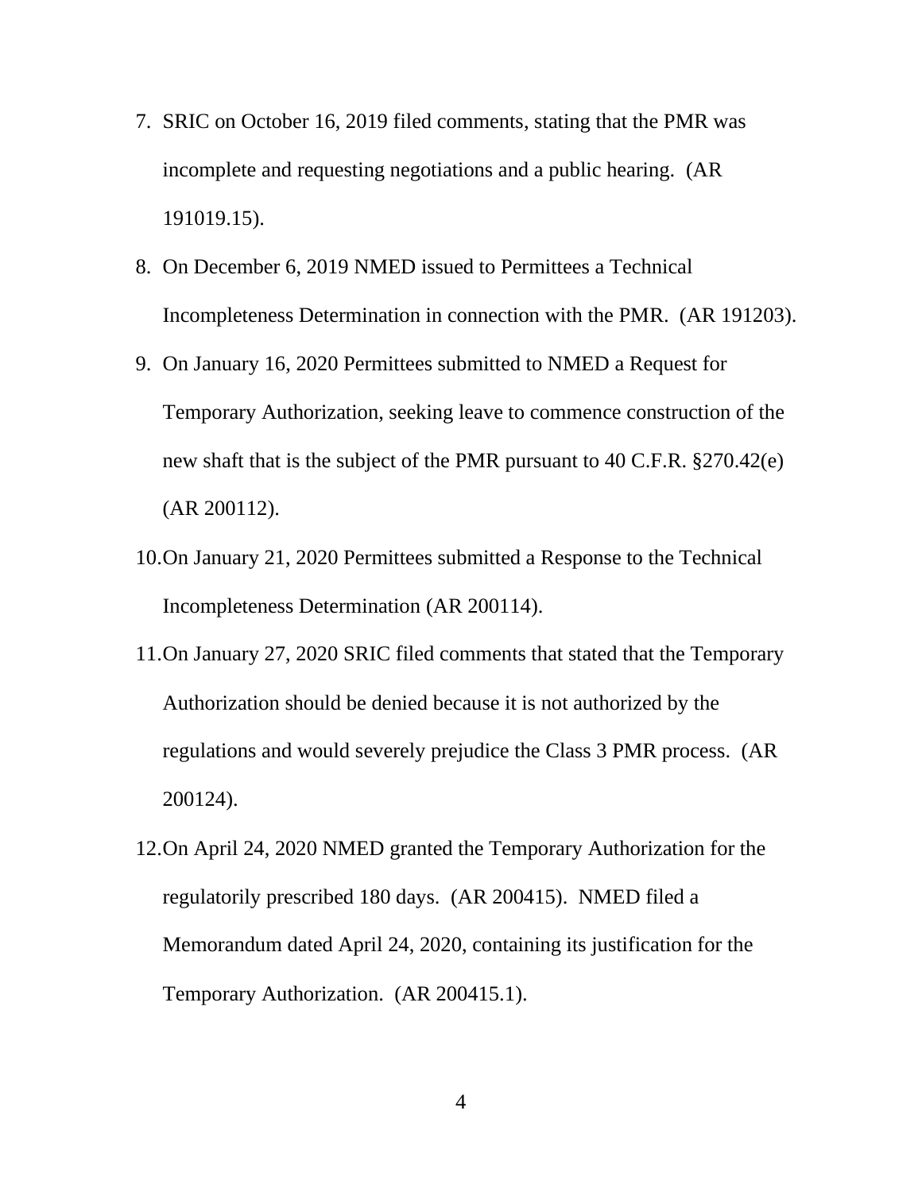7. SRIC on October 16, 2019 filed comments, stating that the PMR was incomplete and requesting negotiations and a public hearing. (AR 191019.15).
8. On December 6, 2019 NMED issued to Permittees a Technical Incompleteness Determination in connection with the PMR. (AR 191203).
9. On January 16, 2020 Permittees submitted to NMED a Request for Temporary Authorization, seeking leave to commence construction of the new shaft that is the subject of the PMR pursuant to 40 C.F.R. §270.42(e) (AR 200112).
10. On January 21, 2020 Permittees submitted a Response to the Technical Incompleteness Determination (AR 200114).
11. On January 27, 2020 SRIC filed comments that stated that the Temporary Authorization should be denied because it is not authorized by the regulations and would severely prejudice the Class 3 PMR process. (AR 200124).
12. On April 24, 2020 NMED granted the Temporary Authorization for the regulatorily prescribed 180 days. (AR 200415). NMED filed a Memorandum dated April 24, 2020, containing its justification for the Temporary Authorization. (AR 200415.1).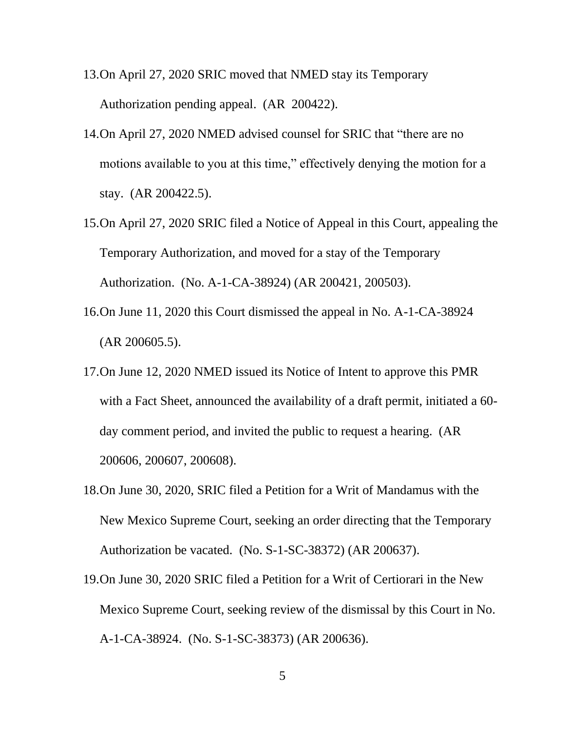13. On April 27, 2020 SRIC moved that NMED stay its Temporary Authorization pending appeal. (AR 200422).
14. On April 27, 2020 NMED advised counsel for SRIC that "there are no motions available to you at this time," effectively denying the motion for a stay. (AR 200422.5).
15. On April 27, 2020 SRIC filed a Notice of Appeal in this Court, appealing the Temporary Authorization, and moved for a stay of the Temporary Authorization. (No. A-1-CA-38924) (AR 200421, 200503).
16. On June 11, 2020 this Court dismissed the appeal in No. A-1-CA-38924 (AR 200605.5).
17. On June 12, 2020 NMED issued its Notice of Intent to approve this PMR with a Fact Sheet, announced the availability of a draft permit, initiated a 60-day comment period, and invited the public to request a hearing. (AR 200606, 200607, 200608).
18. On June 30, 2020, SRIC filed a Petition for a Writ of Mandamus with the New Mexico Supreme Court, seeking an order directing that the Temporary Authorization be vacated. (No. S-1-SC-38372) (AR 200637).
19. On June 30, 2020 SRIC filed a Petition for a Writ of Certiorari in the New Mexico Supreme Court, seeking review of the dismissal by this Court in No. A-1-CA-38924. (No. S-1-SC-38373) (AR 200636).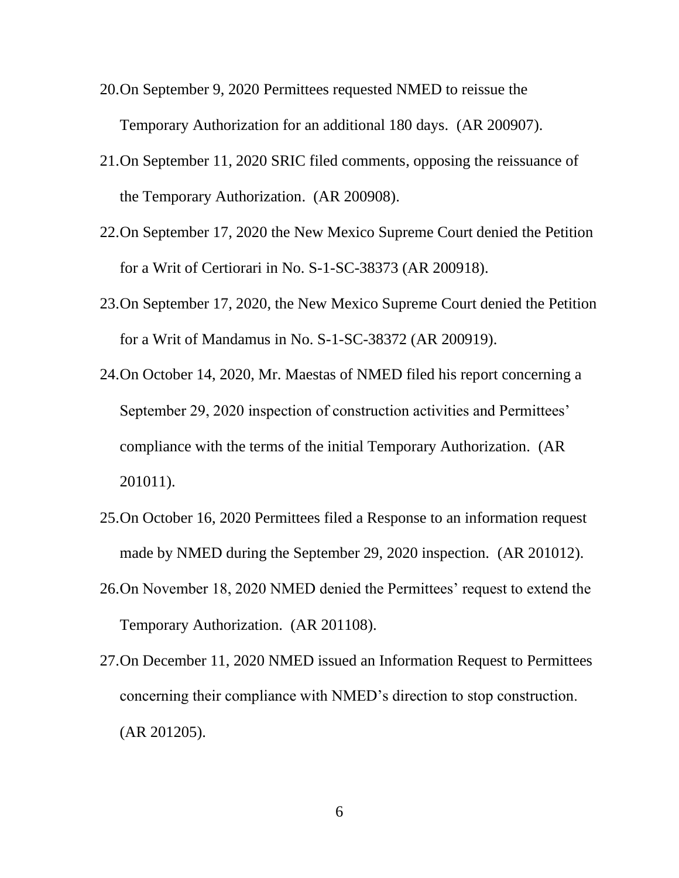20. On September 9, 2020 Permittees requested NMED to reissue the Temporary Authorization for an additional 180 days. (AR 200907).
21. On September 11, 2020 SRIC filed comments, opposing the reissuance of the Temporary Authorization. (AR 200908).
22. On September 17, 2020 the New Mexico Supreme Court denied the Petition for a Writ of Certiorari in No. S-1-SC-38373 (AR 200918).
23. On September 17, 2020, the New Mexico Supreme Court denied the Petition for a Writ of Mandamus in No. S-1-SC-38372 (AR 200919).
24. On October 14, 2020, Mr. Maestas of NMED filed his report concerning a September 29, 2020 inspection of construction activities and Permittees' compliance with the terms of the initial Temporary Authorization. (AR 201011).
25. On October 16, 2020 Permittees filed a Response to an information request made by NMED during the September 29, 2020 inspection. (AR 201012).
26. On November 18, 2020 NMED denied the Permittees' request to extend the Temporary Authorization. (AR 201108).
27. On December 11, 2020 NMED issued an Information Request to Permittees concerning their compliance with NMED's direction to stop construction. (AR 201205).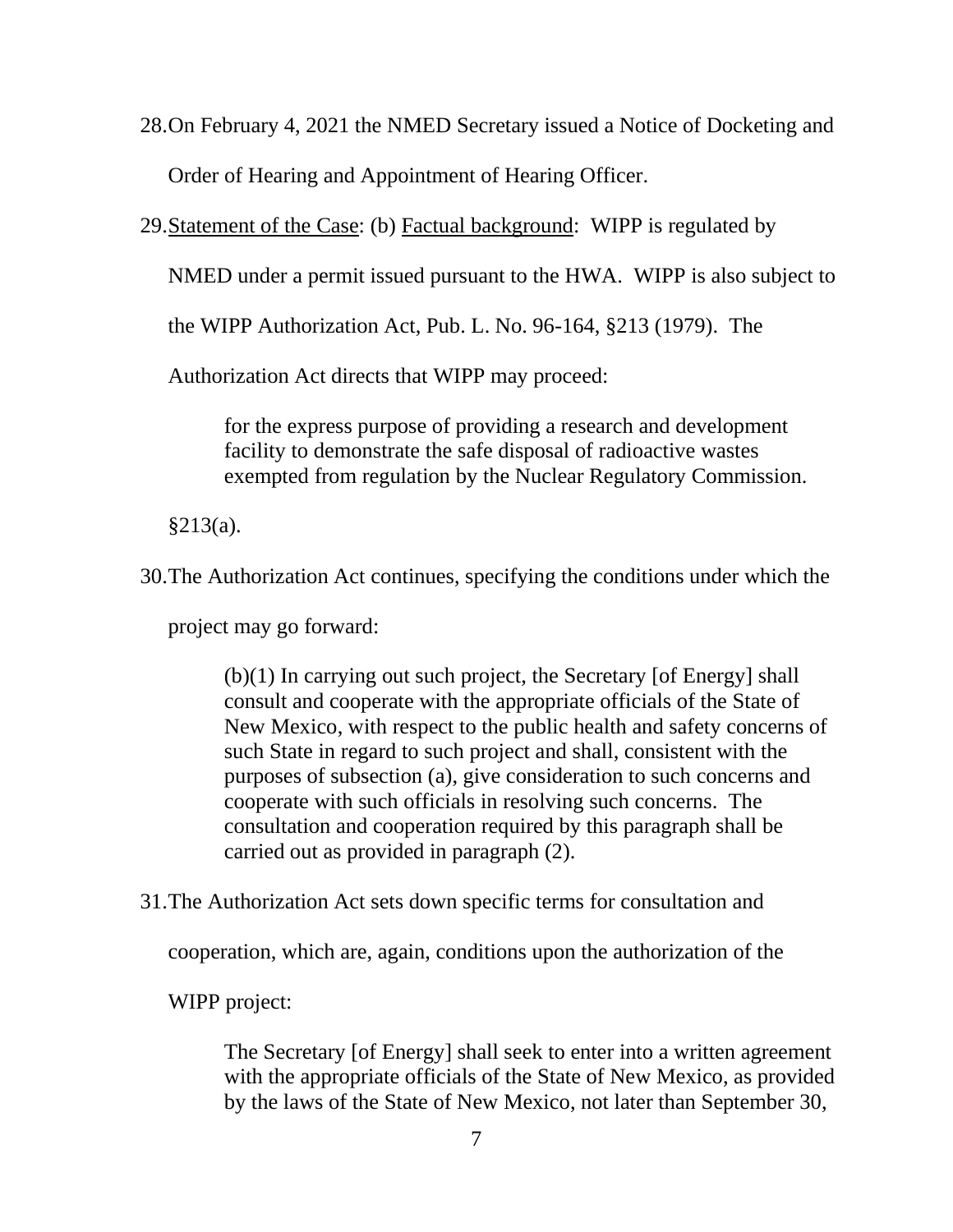28. On February 4, 2021 the NMED Secretary issued a Notice of Docketing and Order of Hearing and Appointment of Hearing Officer.

29. <u>Statement of the Case</u>: (b) <u>Factual background</u>: WIPP is regulated by NMED under a permit issued pursuant to the HWA. WIPP is also subject to the WIPP Authorization Act, Pub. L. No. 96-164, §213 (1979). The Authorization Act directs that WIPP may proceed:

   > for the express purpose of providing a research and development facility to demonstrate the safe disposal of radioactive wastes exempted from regulation by the Nuclear Regulatory Commission.

   §213(a).

30. The Authorization Act continues, specifying the conditions under which the project may go forward:

   > (b)(1) In carrying out such project, the Secretary [of Energy] shall consult and cooperate with the appropriate officials of the State of New Mexico, with respect to the public health and safety concerns of such State in regard to such project and shall, consistent with the purposes of subsection (a), give consideration to such concerns and cooperate with such officials in resolving such concerns. The consultation and cooperation required by this paragraph shall be carried out as provided in paragraph (2).

31. The Authorization Act sets down specific terms for consultation and cooperation, which are, again, conditions upon the authorization of the WIPP project:

   > The Secretary [of Energy] shall seek to enter into a written agreement with the appropriate officials of the State of New Mexico, as provided by the laws of the State of New Mexico, not later than September 30,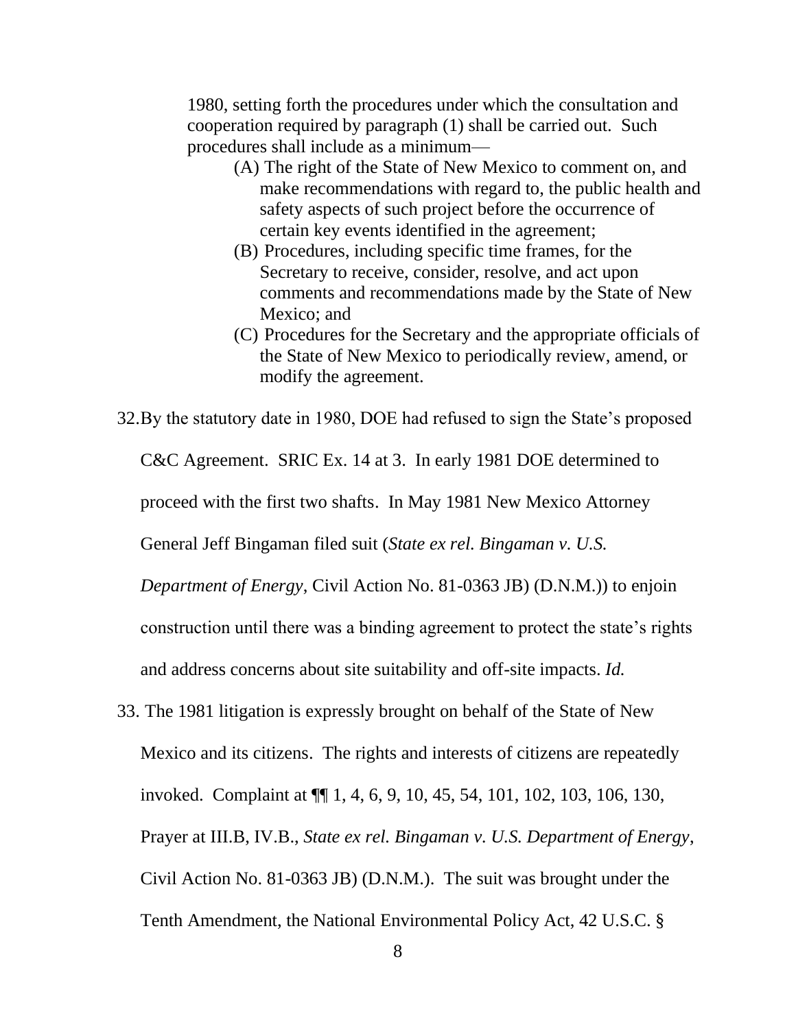1980, setting forth the procedures under which the consultation and cooperation required by paragraph (1) shall be carried out. Such procedures shall include as a minimum—

> (A) The right of the State of New Mexico to comment on, and make recommendations with regard to, the public health and safety aspects of such project before the occurrence of certain key events identified in the agreement;
>
> (B) Procedures, including specific time frames, for the Secretary to receive, consider, resolve, and act upon comments and recommendations made by the State of New Mexico; and
>
> (C) Procedures for the Secretary and the appropriate officials of the State of New Mexico to periodically review, amend, or modify the agreement.

32. By the statutory date in 1980, DOE had refused to sign the State's proposed C&C Agreement. SRIC Ex. 14 at 3. In early 1981 DOE determined to proceed with the first two shafts. In May 1981 New Mexico Attorney General Jeff Bingaman filed suit (*State ex rel. Bingaman v. U.S. Department of Energy*, Civil Action No. 81-0363 JB) (D.N.M.)) to enjoin construction until there was a binding agreement to protect the state's rights and address concerns about site suitability and off-site impacts. *Id.*

33. The 1981 litigation is expressly brought on behalf of the State of New Mexico and its citizens. The rights and interests of citizens are repeatedly invoked. Complaint at ¶¶ 1, 4, 6, 9, 10, 45, 54, 101, 102, 103, 106, 130, Prayer at III.B, IV.B., *State ex rel. Bingaman v. U.S. Department of Energy*, Civil Action No. 81-0363 JB) (D.N.M.). The suit was brought under the Tenth Amendment, the National Environmental Policy Act, 42 U.S.C. §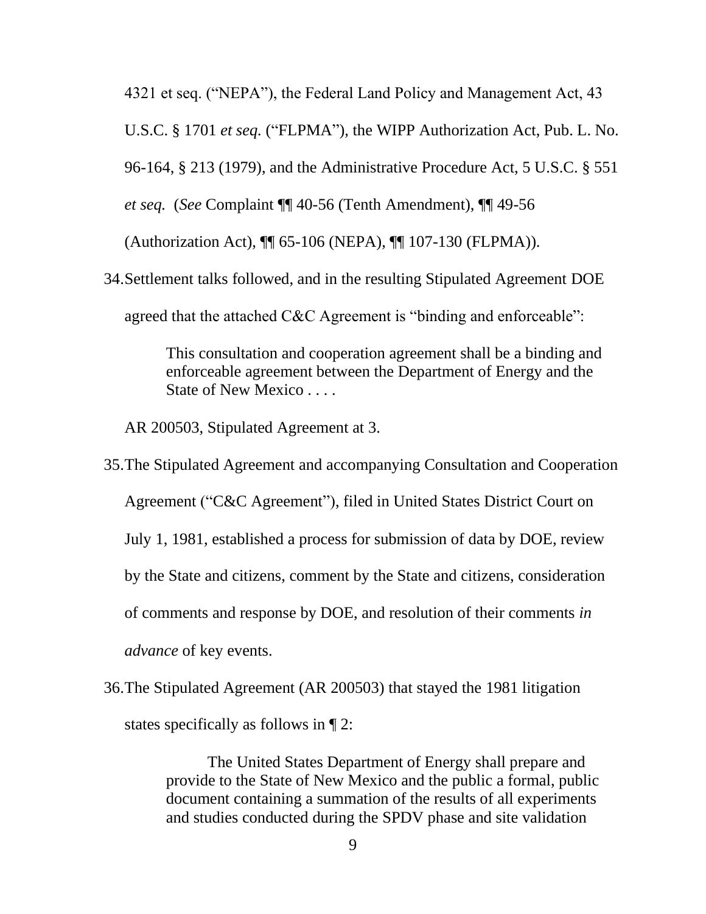4321 et seq. (“NEPA”), the Federal Land Policy and Management Act, 43 U.S.C. § 1701 *et seq.* (“FLPMA”), the WIPP Authorization Act, Pub. L. No. 96-164, § 213 (1979), and the Administrative Procedure Act, 5 U.S.C. § 551 *et seq.* (*See* Complaint ¶¶ 40-56 (Tenth Amendment), ¶¶ 49-56 (Authorization Act), ¶¶ 65-106 (NEPA), ¶¶ 107-130 (FLPMA)).

34. Settlement talks followed, and in the resulting Stipulated Agreement DOE agreed that the attached C&C Agreement is “binding and enforceable”:

> This consultation and cooperation agreement shall be a binding and enforceable agreement between the Department of Energy and the State of New Mexico . . . .

AR 200503, Stipulated Agreement at 3.

35. The Stipulated Agreement and accompanying Consultation and Cooperation Agreement (“C&C Agreement”), filed in United States District Court on July 1, 1981, established a process for submission of data by DOE, review by the State and citizens, comment by the State and citizens, consideration of comments and response by DOE, and resolution of their comments *in advance* of key events.

36. The Stipulated Agreement (AR 200503) that stayed the 1981 litigation states specifically as follows in ¶ 2:

> The United States Department of Energy shall prepare and provide to the State of New Mexico and the public a formal, public document containing a summation of the results of all experiments and studies conducted during the SPDV phase and site validation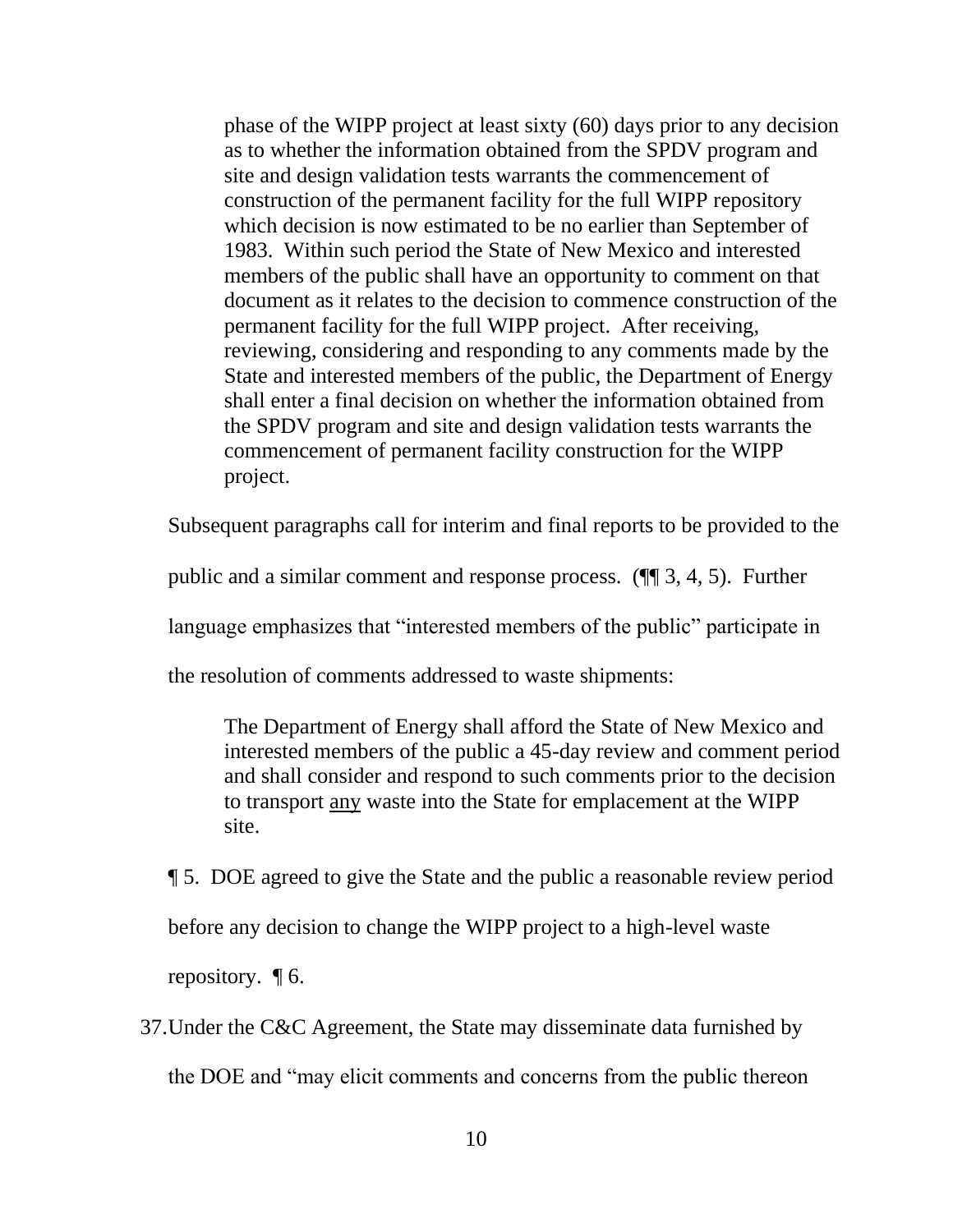> phase of the WIPP project at least sixty (60) days prior to any decision as to whether the information obtained from the SPDV program and site and design validation tests warrants the commencement of construction of the permanent facility for the full WIPP repository which decision is now estimated to be no earlier than September of 1983. Within such period the State of New Mexico and interested members of the public shall have an opportunity to comment on that document as it relates to the decision to commence construction of the permanent facility for the full WIPP project. After receiving, reviewing, considering and responding to any comments made by the State and interested members of the public, the Department of Energy shall enter a final decision on whether the information obtained from the SPDV program and site and design validation tests warrants the commencement of permanent facility construction for the WIPP project.

Subsequent paragraphs call for interim and final reports to be provided to the public and a similar comment and response process. (¶¶ 3, 4, 5). Further language emphasizes that "interested members of the public" participate in the resolution of comments addressed to waste shipments:

> The Department of Energy shall afford the State of New Mexico and interested members of the public a 45-day review and comment period and shall consider and respond to such comments prior to the decision to transport <u>any</u> waste into the State for emplacement at the WIPP site.

¶ 5. DOE agreed to give the State and the public a reasonable review period before any decision to change the WIPP project to a high-level waste repository. ¶ 6.

37. Under the C&C Agreement, the State may disseminate data furnished by the DOE and "may elicit comments and concerns from the public thereon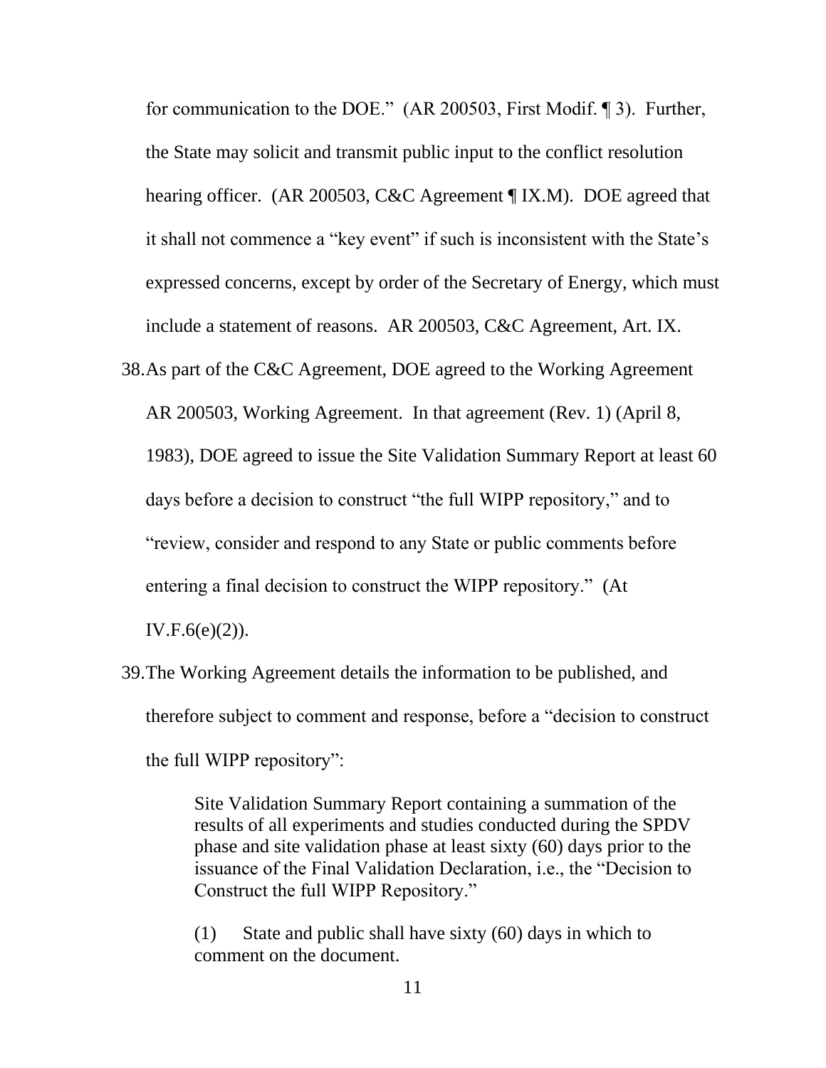for communication to the DOE." (AR 200503, First Modif. ¶ 3). Further, the State may solicit and transmit public input to the conflict resolution hearing officer. (AR 200503, C&C Agreement ¶ IX.M). DOE agreed that it shall not commence a "key event" if such is inconsistent with the State's expressed concerns, except by order of the Secretary of Energy, which must include a statement of reasons. AR 200503, C&C Agreement, Art. IX.

38. As part of the C&C Agreement, DOE agreed to the Working Agreement AR 200503, Working Agreement. In that agreement (Rev. 1) (April 8, 1983), DOE agreed to issue the Site Validation Summary Report at least 60 days before a decision to construct "the full WIPP repository," and to "review, consider and respond to any State or public comments before entering a final decision to construct the WIPP repository." (At IV.F.6(e)(2)).

39. The Working Agreement details the information to be published, and therefore subject to comment and response, before a "decision to construct the full WIPP repository":

> Site Validation Summary Report containing a summation of the results of all experiments and studies conducted during the SPDV phase and site validation phase at least sixty (60) days prior to the issuance of the Final Validation Declaration, i.e., the "Decision to Construct the full WIPP Repository."
>
> (1) State and public shall have sixty (60) days in which to comment on the document.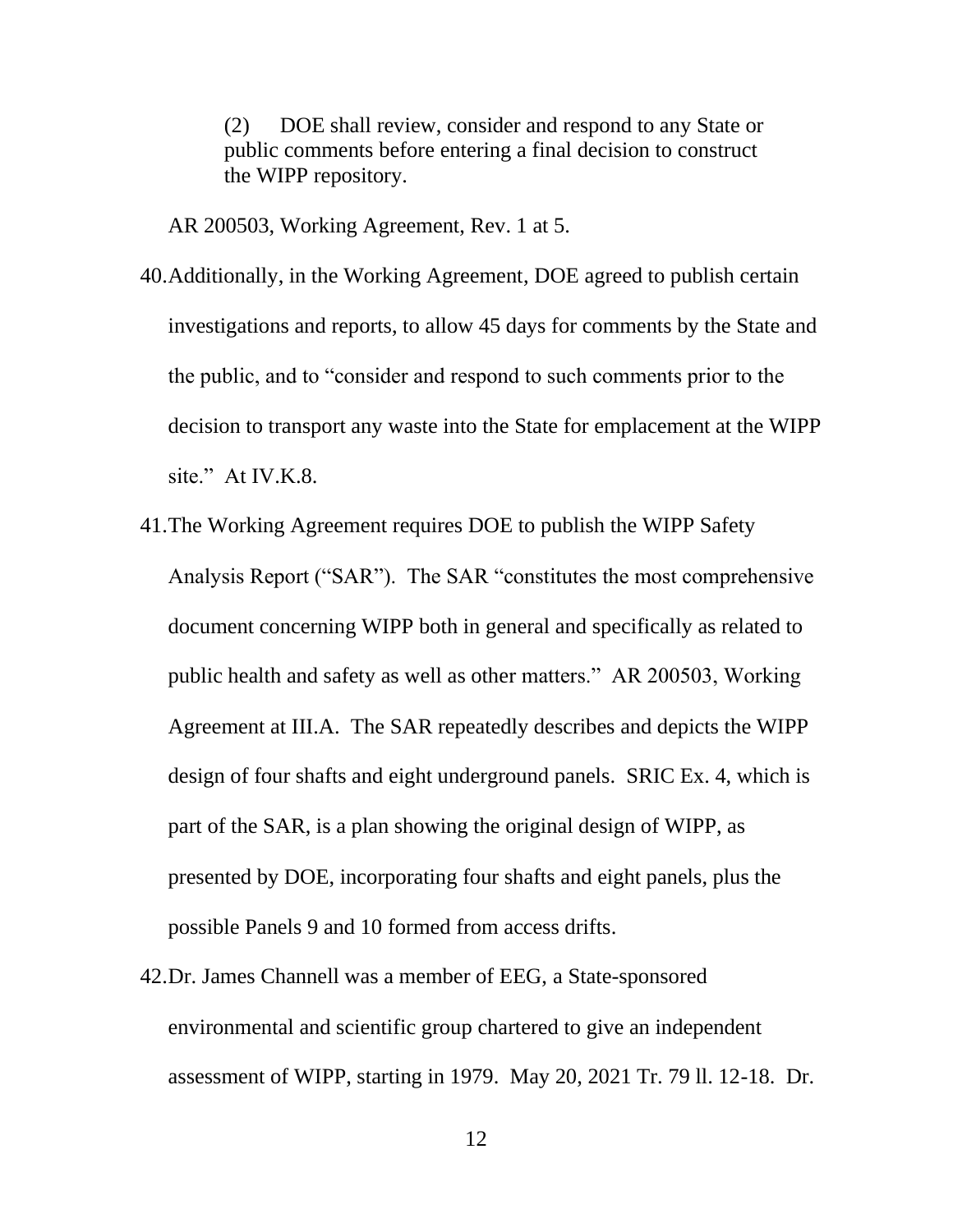> (2) DOE shall review, consider and respond to any State or public comments before entering a final decision to construct the WIPP repository.

AR 200503, Working Agreement, Rev. 1 at 5.

40. Additionally, in the Working Agreement, DOE agreed to publish certain investigations and reports, to allow 45 days for comments by the State and the public, and to "consider and respond to such comments prior to the decision to transport any waste into the State for emplacement at the WIPP site." At IV.K.8.

41. The Working Agreement requires DOE to publish the WIPP Safety Analysis Report ("SAR"). The SAR "constitutes the most comprehensive document concerning WIPP both in general and specifically as related to public health and safety as well as other matters." AR 200503, Working Agreement at III.A. The SAR repeatedly describes and depicts the WIPP design of four shafts and eight underground panels. SRIC Ex. 4, which is part of the SAR, is a plan showing the original design of WIPP, as presented by DOE, incorporating four shafts and eight panels, plus the possible Panels 9 and 10 formed from access drifts.

42. Dr. James Channell was a member of EEG, a State-sponsored environmental and scientific group chartered to give an independent assessment of WIPP, starting in 1979. May 20, 2021 Tr. 79 ll. 12-18. Dr.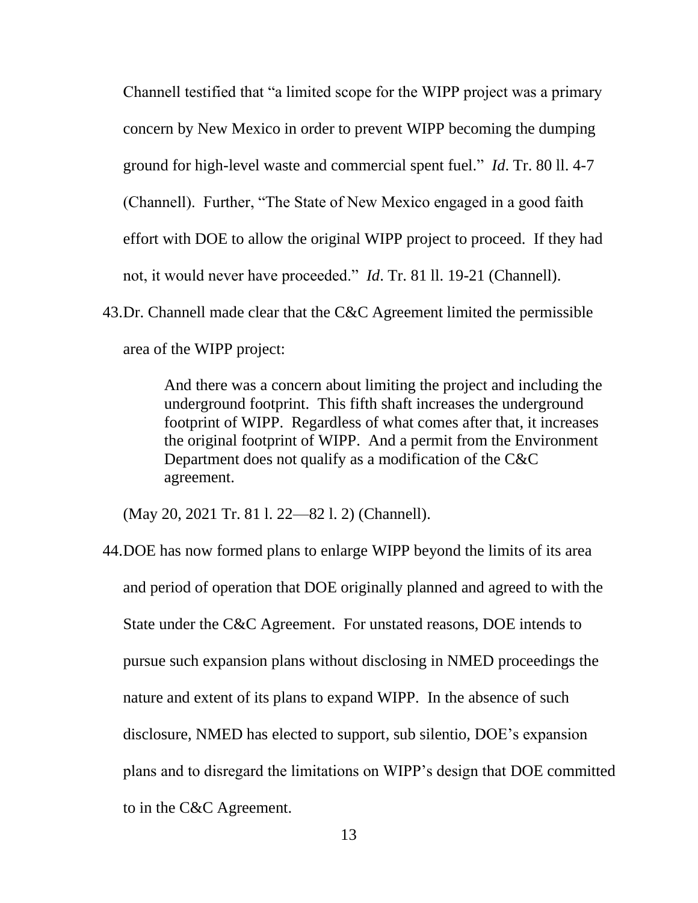Channell testified that "a limited scope for the WIPP project was a primary concern by New Mexico in order to prevent WIPP becoming the dumping ground for high-level waste and commercial spent fuel." *Id*. Tr. 80 ll. 4-7 (Channell). Further, "The State of New Mexico engaged in a good faith effort with DOE to allow the original WIPP project to proceed. If they had not, it would never have proceeded." *Id*. Tr. 81 ll. 19-21 (Channell).

43. Dr. Channell made clear that the C&C Agreement limited the permissible area of the WIPP project:

> And there was a concern about limiting the project and including the underground footprint. This fifth shaft increases the underground footprint of WIPP. Regardless of what comes after that, it increases the original footprint of WIPP. And a permit from the Environment Department does not qualify as a modification of the C&C agreement.

(May 20, 2021 Tr. 81 l. 22—82 l. 2) (Channell).

44. DOE has now formed plans to enlarge WIPP beyond the limits of its area and period of operation that DOE originally planned and agreed to with the State under the C&C Agreement. For unstated reasons, DOE intends to pursue such expansion plans without disclosing in NMED proceedings the nature and extent of its plans to expand WIPP. In the absence of such disclosure, NMED has elected to support, sub silentio, DOE's expansion plans and to disregard the limitations on WIPP's design that DOE committed to in the C&C Agreement.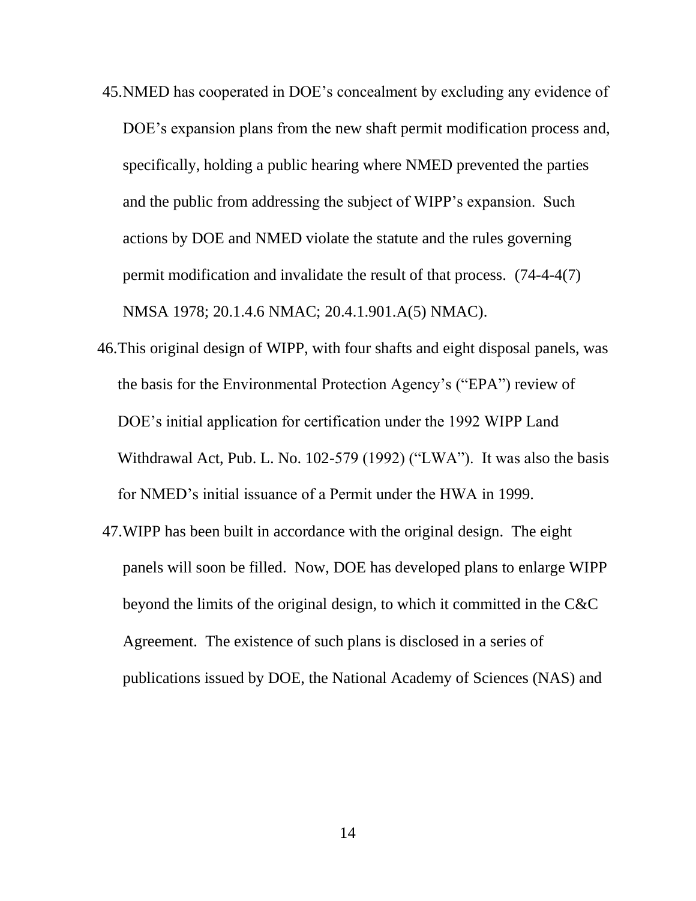45. NMED has cooperated in DOE's concealment by excluding any evidence of DOE's expansion plans from the new shaft permit modification process and, specifically, holding a public hearing where NMED prevented the parties and the public from addressing the subject of WIPP's expansion. Such actions by DOE and NMED violate the statute and the rules governing permit modification and invalidate the result of that process. (74-4-4(7) NMSA 1978; 20.1.4.6 NMAC; 20.4.1.901.A(5) NMAC).
46. This original design of WIPP, with four shafts and eight disposal panels, was the basis for the Environmental Protection Agency's ("EPA") review of DOE's initial application for certification under the 1992 WIPP Land Withdrawal Act, Pub. L. No. 102-579 (1992) ("LWA"). It was also the basis for NMED's initial issuance of a Permit under the HWA in 1999.
47. WIPP has been built in accordance with the original design. The eight panels will soon be filled. Now, DOE has developed plans to enlarge WIPP beyond the limits of the original design, to which it committed in the C&C Agreement. The existence of such plans is disclosed in a series of publications issued by DOE, the National Academy of Sciences (NAS) and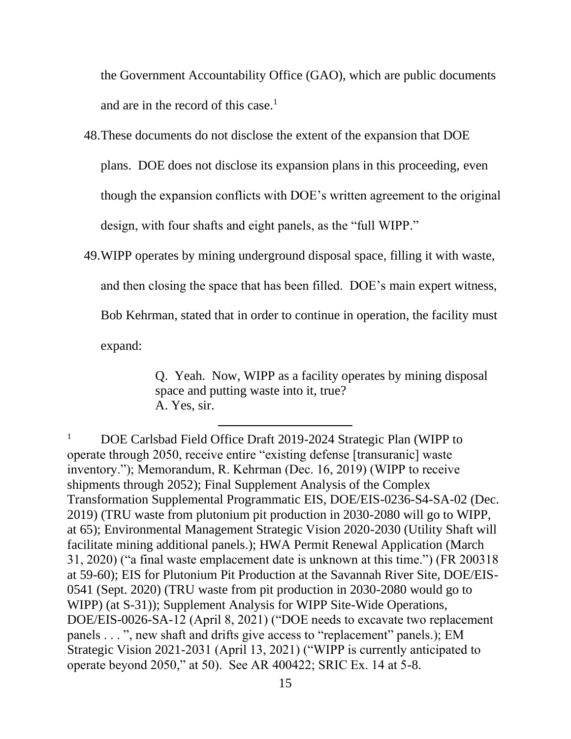the Government Accountability Office (GAO), which are public documents and are in the record of this case.[1]

48. These documents do not disclose the extent of the expansion that DOE plans. DOE does not disclose its expansion plans in this proceeding, even though the expansion conflicts with DOE's written agreement to the original design, with four shafts and eight panels, as the "full WIPP."

49. WIPP operates by mining underground disposal space, filling it with waste, and then closing the space that has been filled. DOE's main expert witness, Bob Kehrman, stated that in order to continue in operation, the facility must expand:

> Q. Yeah. Now, WIPP as a facility operates by mining disposal space and putting waste into it, true?
> A. Yes, sir.

---

[1] DOE Carlsbad Field Office Draft 2019-2024 Strategic Plan (WIPP to operate through 2050, receive entire "existing defense [transuranic] waste inventory."); Memorandum, R. Kehrman (Dec. 16, 2019) (WIPP to receive shipments through 2052); Final Supplement Analysis of the Complex Transformation Supplemental Programmatic EIS, DOE/EIS-0236-S4-SA-02 (Dec. 2019) (TRU waste from plutonium pit production in 2030-2080 will go to WIPP, at 65); Environmental Management Strategic Vision 2020-2030 (Utility Shaft will facilitate mining additional panels.); HWA Permit Renewal Application (March 31, 2020) ("a final waste emplacement date is unknown at this time.") (FR 200318 at 59-60); EIS for Plutonium Pit Production at the Savannah River Site, DOE/EIS-0541 (Sept. 2020) (TRU waste from pit production in 2030-2080 would go to WIPP) (at S-31)); Supplement Analysis for WIPP Site-Wide Operations, DOE/EIS-0026-SA-12 (April 8, 2021) ("DOE needs to excavate two replacement panels . . . ", new shaft and drifts give access to "replacement" panels.); EM Strategic Vision 2021-2031 (April 13, 2021) ("WIPP is currently anticipated to operate beyond 2050," at 50). See AR 400422; SRIC Ex. 14 at 5-8.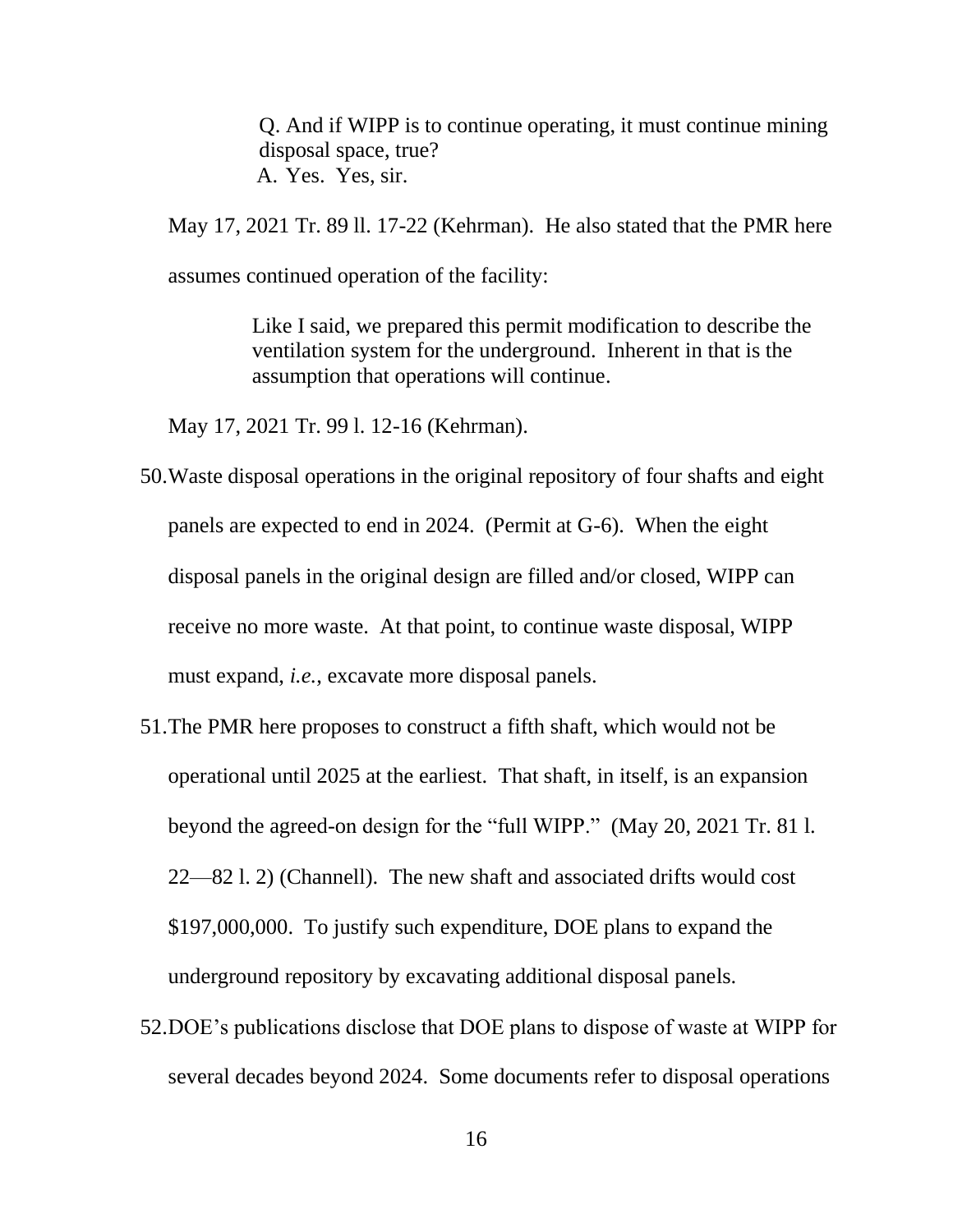> Q. And if WIPP is to continue operating, it must continue mining disposal space, true?
> A. Yes. Yes, sir.

May 17, 2021 Tr. 89 ll. 17-22 (Kehrman). He also stated that the PMR here assumes continued operation of the facility:

> Like I said, we prepared this permit modification to describe the ventilation system for the underground. Inherent in that is the assumption that operations will continue.

May 17, 2021 Tr. 99 l. 12-16 (Kehrman).

50. Waste disposal operations in the original repository of four shafts and eight panels are expected to end in 2024. (Permit at G-6). When the eight disposal panels in the original design are filled and/or closed, WIPP can receive no more waste. At that point, to continue waste disposal, WIPP must expand, *i.e.*, excavate more disposal panels.

51. The PMR here proposes to construct a fifth shaft, which would not be operational until 2025 at the earliest. That shaft, in itself, is an expansion beyond the agreed-on design for the "full WIPP." (May 20, 2021 Tr. 81 l. 22—82 l. 2) (Channell). The new shaft and associated drifts would cost $197,000,000. To justify such expenditure, DOE plans to expand the underground repository by excavating additional disposal panels.

52. DOE's publications disclose that DOE plans to dispose of waste at WIPP for several decades beyond 2024. Some documents refer to disposal operations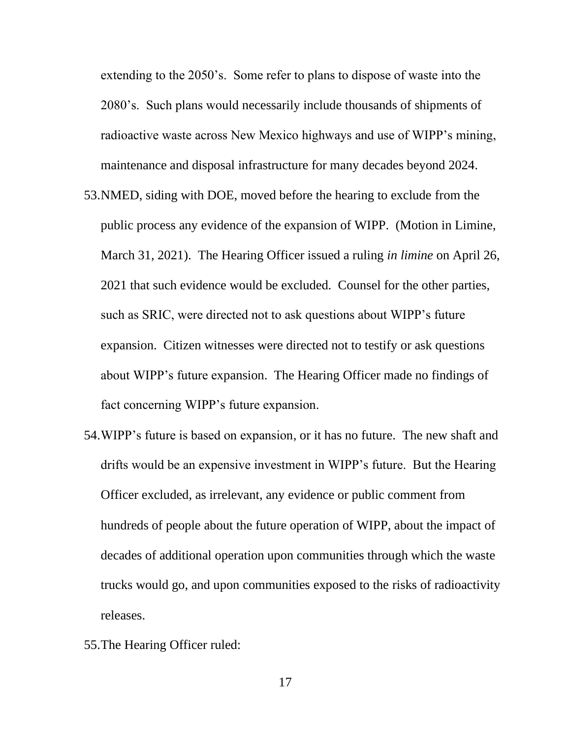extending to the 2050's. Some refer to plans to dispose of waste into the 2080's. Such plans would necessarily include thousands of shipments of radioactive waste across New Mexico highways and use of WIPP's mining, maintenance and disposal infrastructure for many decades beyond 2024.

53. NMED, siding with DOE, moved before the hearing to exclude from the public process any evidence of the expansion of WIPP. (Motion in Limine, March 31, 2021). The Hearing Officer issued a ruling *in limine* on April 26, 2021 that such evidence would be excluded. Counsel for the other parties, such as SRIC, were directed not to ask questions about WIPP's future expansion. Citizen witnesses were directed not to testify or ask questions about WIPP's future expansion. The Hearing Officer made no findings of fact concerning WIPP's future expansion.

54. WIPP's future is based on expansion, or it has no future. The new shaft and drifts would be an expensive investment in WIPP's future. But the Hearing Officer excluded, as irrelevant, any evidence or public comment from hundreds of people about the future operation of WIPP, about the impact of decades of additional operation upon communities through which the waste trucks would go, and upon communities exposed to the risks of radioactivity releases.

55. The Hearing Officer ruled: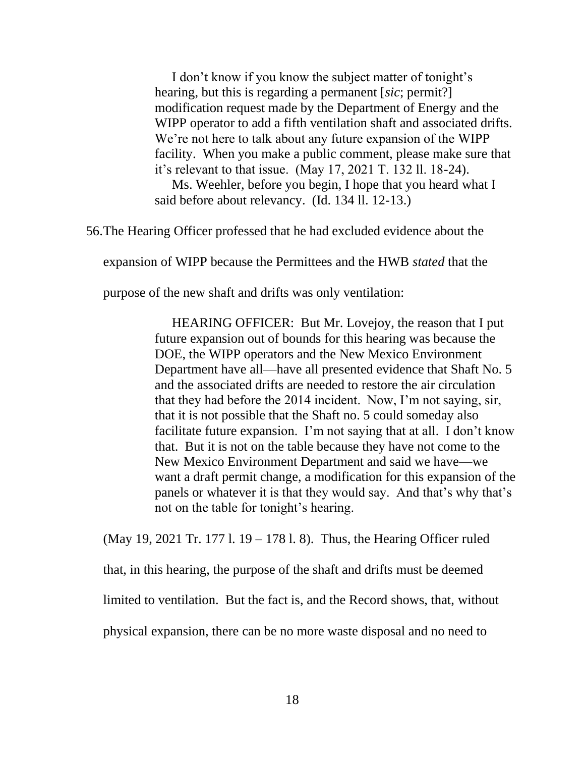> I don't know if you know the subject matter of tonight's hearing, but this is regarding a permanent [*sic*; permit?] modification request made by the Department of Energy and the WIPP operator to add a fifth ventilation shaft and associated drifts. We're not here to talk about any future expansion of the WIPP facility. When you make a public comment, please make sure that it's relevant to that issue. (May 17, 2021 T. 132 ll. 18-24).
>
> Ms. Weehler, before you begin, I hope that you heard what I said before about relevancy. (Id. 134 ll. 12-13.)

56. The Hearing Officer professed that he had excluded evidence about the expansion of WIPP because the Permittees and the HWB *stated* that the purpose of the new shaft and drifts was only ventilation:

> HEARING OFFICER: But Mr. Lovejoy, the reason that I put future expansion out of bounds for this hearing was because the DOE, the WIPP operators and the New Mexico Environment Department have all—have all presented evidence that Shaft No. 5 and the associated drifts are needed to restore the air circulation that they had before the 2014 incident. Now, I'm not saying, sir, that it is not possible that the Shaft no. 5 could someday also facilitate future expansion. I'm not saying that at all. I don't know that. But it is not on the table because they have not come to the New Mexico Environment Department and said we have—we want a draft permit change, a modification for this expansion of the panels or whatever it is that they would say. And that's why that's not on the table for tonight's hearing.

(May 19, 2021 Tr. 177 l. 19 – 178 l. 8). Thus, the Hearing Officer ruled that, in this hearing, the purpose of the shaft and drifts must be deemed limited to ventilation. But the fact is, and the Record shows, that, without physical expansion, there can be no more waste disposal and no need to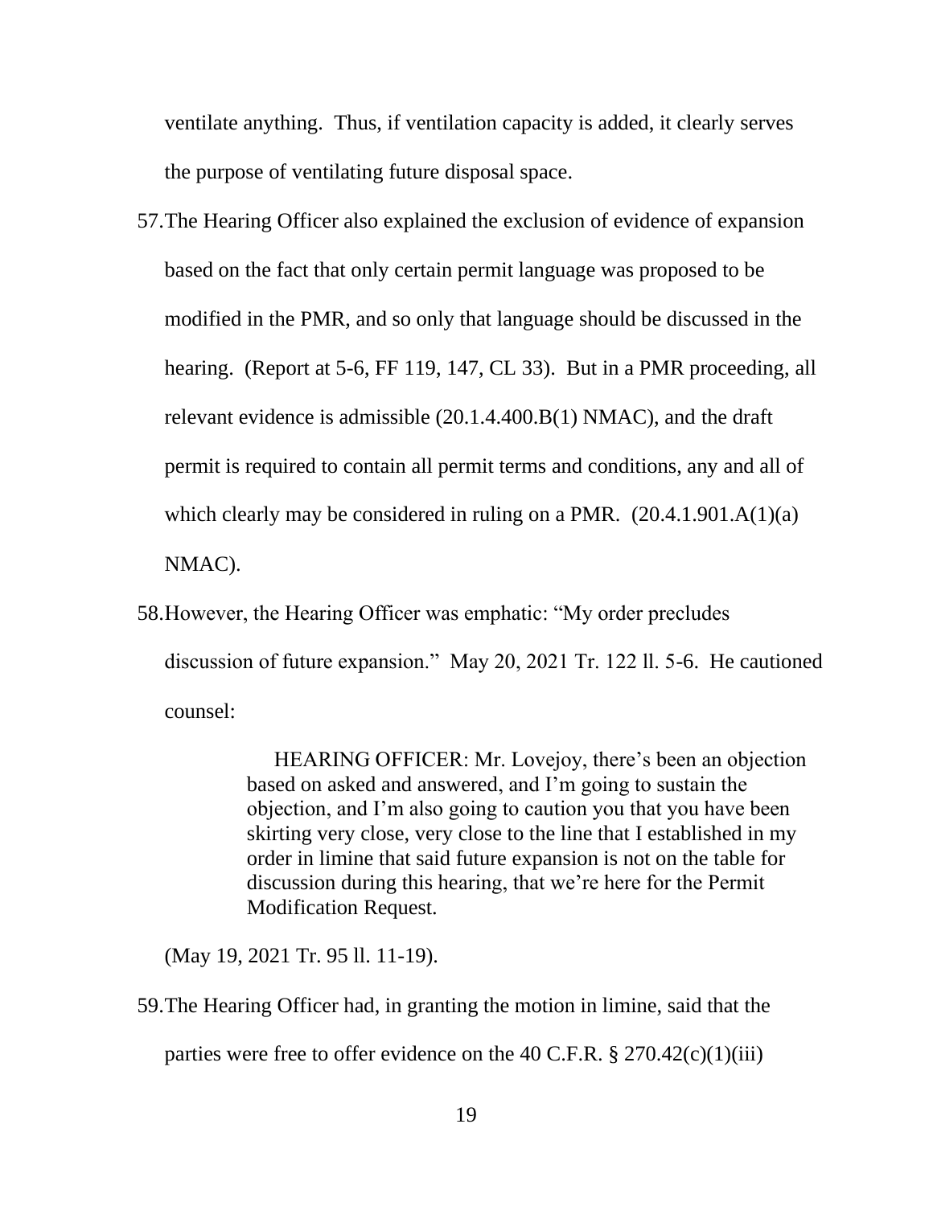ventilate anything. Thus, if ventilation capacity is added, it clearly serves the purpose of ventilating future disposal space.

57. The Hearing Officer also explained the exclusion of evidence of expansion based on the fact that only certain permit language was proposed to be modified in the PMR, and so only that language should be discussed in the hearing. (Report at 5-6, FF 119, 147, CL 33). But in a PMR proceeding, all relevant evidence is admissible (20.1.4.400.B(1) NMAC), and the draft permit is required to contain all permit terms and conditions, any and all of which clearly may be considered in ruling on a PMR. (20.4.1.901.A(1)(a) NMAC).

58. However, the Hearing Officer was emphatic: "My order precludes discussion of future expansion." May 20, 2021 Tr. 122 ll. 5-6. He cautioned counsel:

> HEARING OFFICER: Mr. Lovejoy, there's been an objection based on asked and answered, and I'm going to sustain the objection, and I'm also going to caution you that you have been skirting very close, very close to the line that I established in my order in limine that said future expansion is not on the table for discussion during this hearing, that we're here for the Permit Modification Request.

(May 19, 2021 Tr. 95 ll. 11-19).

59. The Hearing Officer had, in granting the motion in limine, said that the parties were free to offer evidence on the 40 C.F.R. § 270.42(c)(1)(iii)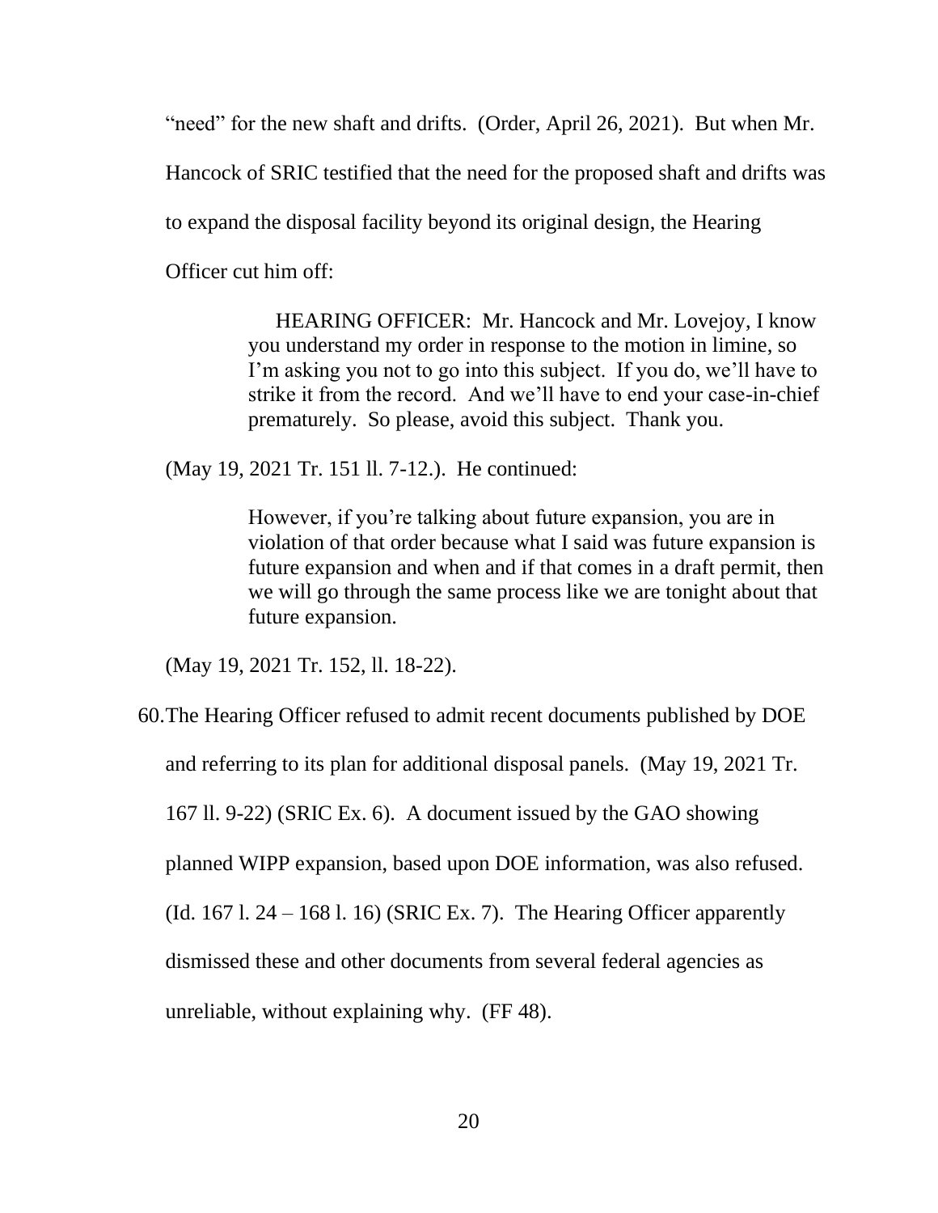"need" for the new shaft and drifts. (Order, April 26, 2021). But when Mr. Hancock of SRIC testified that the need for the proposed shaft and drifts was to expand the disposal facility beyond its original design, the Hearing Officer cut him off:

> HEARING OFFICER: Mr. Hancock and Mr. Lovejoy, I know you understand my order in response to the motion in limine, so I'm asking you not to go into this subject. If you do, we'll have to strike it from the record. And we'll have to end your case-in-chief prematurely. So please, avoid this subject. Thank you.

(May 19, 2021 Tr. 151 ll. 7-12.). He continued:

> However, if you're talking about future expansion, you are in violation of that order because what I said was future expansion is future expansion and when and if that comes in a draft permit, then we will go through the same process like we are tonight about that future expansion.

(May 19, 2021 Tr. 152, ll. 18-22).

60. The Hearing Officer refused to admit recent documents published by DOE and referring to its plan for additional disposal panels. (May 19, 2021 Tr. 167 ll. 9-22) (SRIC Ex. 6). A document issued by the GAO showing planned WIPP expansion, based upon DOE information, was also refused. (Id. 167 l. 24 – 168 l. 16) (SRIC Ex. 7). The Hearing Officer apparently dismissed these and other documents from several federal agencies as unreliable, without explaining why. (FF 48).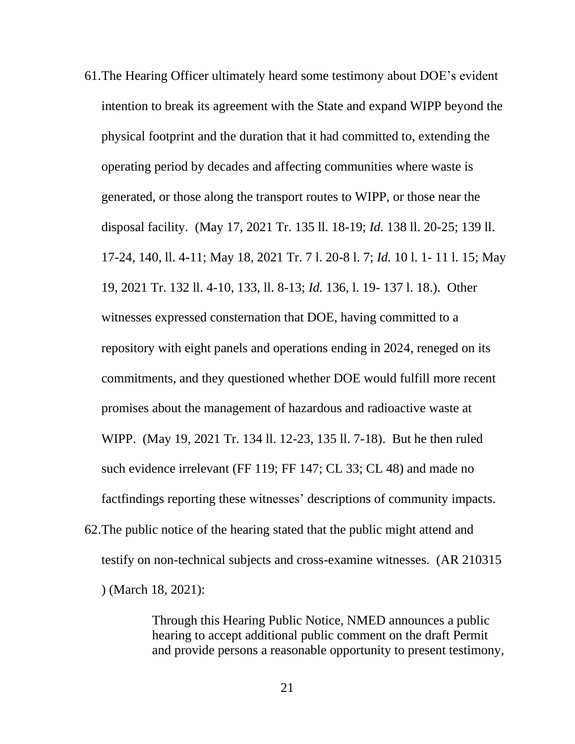61. The Hearing Officer ultimately heard some testimony about DOE's evident intention to break its agreement with the State and expand WIPP beyond the physical footprint and the duration that it had committed to, extending the operating period by decades and affecting communities where waste is generated, or those along the transport routes to WIPP, or those near the disposal facility. (May 17, 2021 Tr. 135 ll. 18-19; *Id.* 138 ll. 20-25; 139 ll. 17-24, 140, ll. 4-11; May 18, 2021 Tr. 7 l. 20-8 l. 7; *Id.* 10 l. 1- 11 l. 15; May 19, 2021 Tr. 132 ll. 4-10, 133, ll. 8-13; *Id.* 136, l. 19- 137 l. 18.). Other witnesses expressed consternation that DOE, having committed to a repository with eight panels and operations ending in 2024, reneged on its commitments, and they questioned whether DOE would fulfill more recent promises about the management of hazardous and radioactive waste at WIPP. (May 19, 2021 Tr. 134 ll. 12-23, 135 ll. 7-18). But he then ruled such evidence irrelevant (FF 119; FF 147; CL 33; CL 48) and made no factfindings reporting these witnesses' descriptions of community impacts.

62. The public notice of the hearing stated that the public might attend and testify on non-technical subjects and cross-examine witnesses. (AR 210315 ) (March 18, 2021):

> Through this Hearing Public Notice, NMED announces a public hearing to accept additional public comment on the draft Permit and provide persons a reasonable opportunity to present testimony,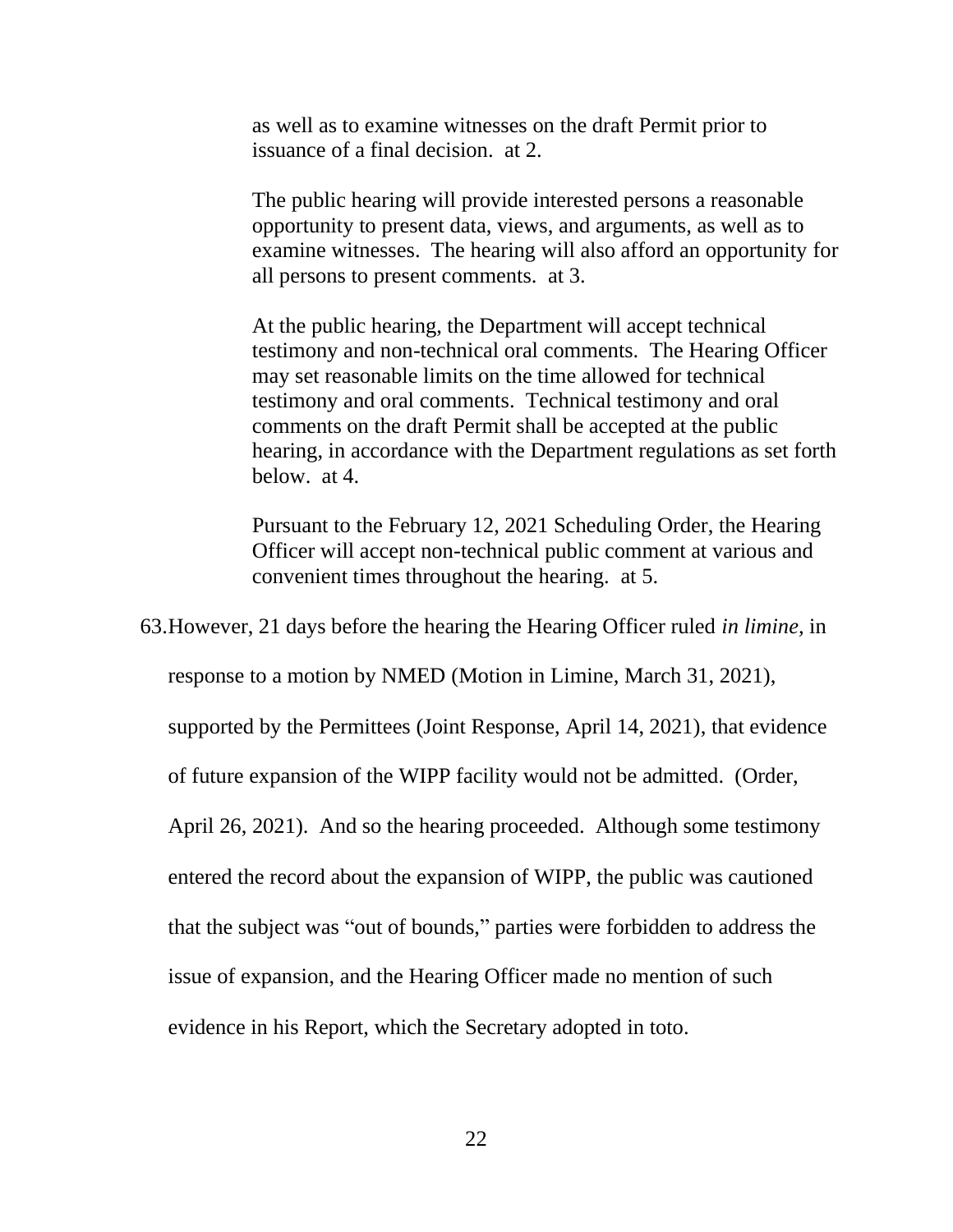> as well as to examine witnesses on the draft Permit prior to issuance of a final decision. at 2.
>
> The public hearing will provide interested persons a reasonable opportunity to present data, views, and arguments, as well as to examine witnesses. The hearing will also afford an opportunity for all persons to present comments. at 3.
>
> At the public hearing, the Department will accept technical testimony and non-technical oral comments. The Hearing Officer may set reasonable limits on the time allowed for technical testimony and oral comments. Technical testimony and oral comments on the draft Permit shall be accepted at the public hearing, in accordance with the Department regulations as set forth below. at 4.
>
> Pursuant to the February 12, 2021 Scheduling Order, the Hearing Officer will accept non-technical public comment at various and convenient times throughout the hearing. at 5.

63. However, 21 days before the hearing the Hearing Officer ruled *in limine,* in response to a motion by NMED (Motion in Limine, March 31, 2021), supported by the Permittees (Joint Response, April 14, 2021), that evidence of future expansion of the WIPP facility would not be admitted. (Order, April 26, 2021). And so the hearing proceeded. Although some testimony entered the record about the expansion of WIPP, the public was cautioned that the subject was "out of bounds," parties were forbidden to address the issue of expansion, and the Hearing Officer made no mention of such evidence in his Report, which the Secretary adopted in toto.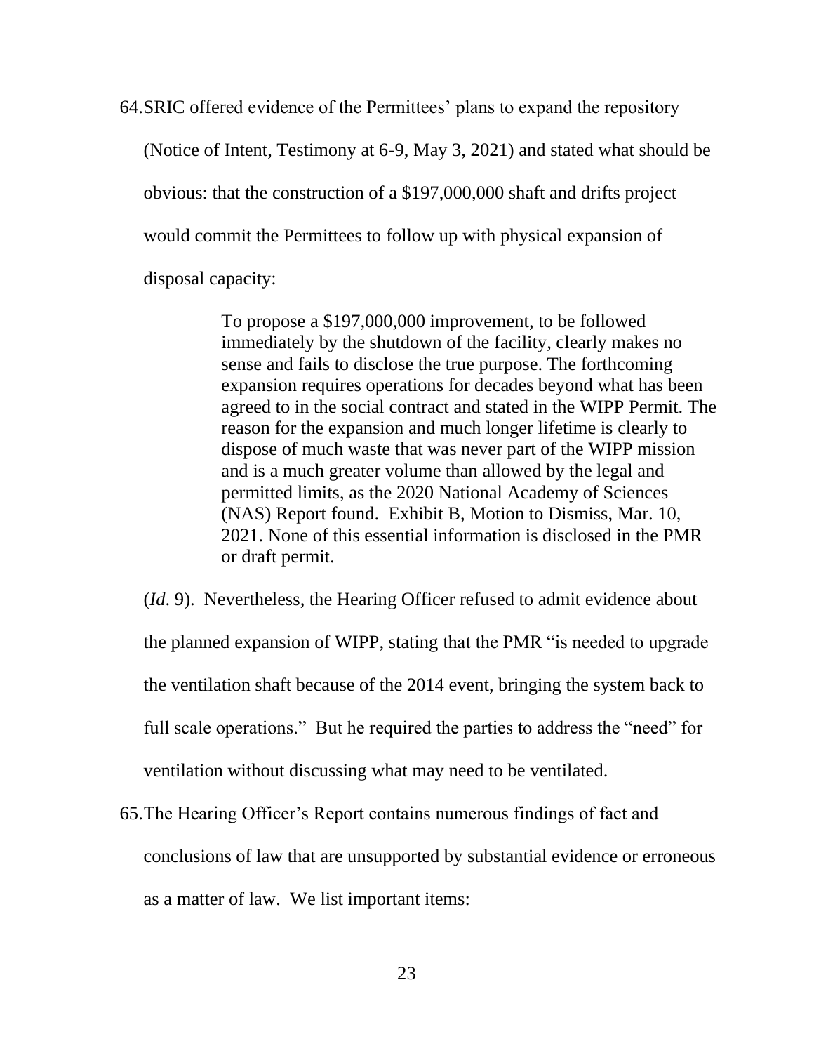64. SRIC offered evidence of the Permittees' plans to expand the repository (Notice of Intent, Testimony at 6-9, May 3, 2021) and stated what should be obvious: that the construction of a $197,000,000 shaft and drifts project would commit the Permittees to follow up with physical expansion of disposal capacity:

> To propose a $197,000,000 improvement, to be followed immediately by the shutdown of the facility, clearly makes no sense and fails to disclose the true purpose. The forthcoming expansion requires operations for decades beyond what has been agreed to in the social contract and stated in the WIPP Permit. The reason for the expansion and much longer lifetime is clearly to dispose of much waste that was never part of the WIPP mission and is a much greater volume than allowed by the legal and permitted limits, as the 2020 National Academy of Sciences (NAS) Report found. Exhibit B, Motion to Dismiss, Mar. 10, 2021. None of this essential information is disclosed in the PMR or draft permit.

(*Id.* 9). Nevertheless, the Hearing Officer refused to admit evidence about the planned expansion of WIPP, stating that the PMR "is needed to upgrade the ventilation shaft because of the 2014 event, bringing the system back to full scale operations." But he required the parties to address the "need" for ventilation without discussing what may need to be ventilated.

65. The Hearing Officer's Report contains numerous findings of fact and conclusions of law that are unsupported by substantial evidence or erroneous as a matter of law. We list important items: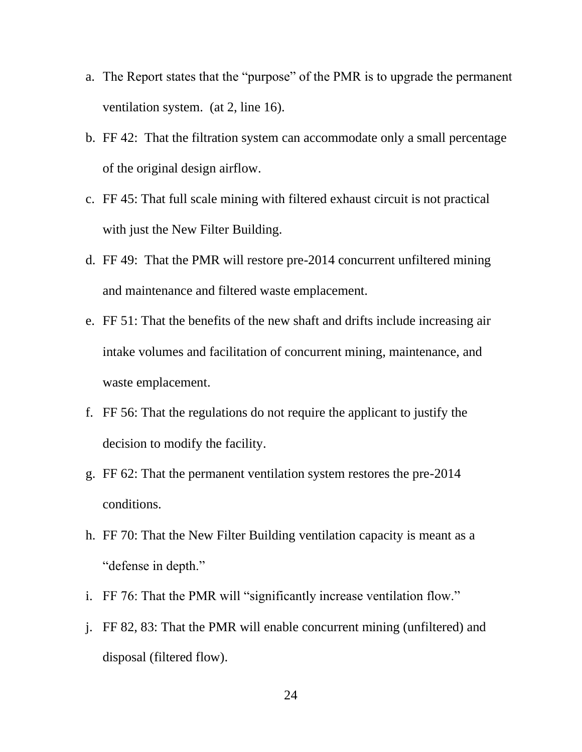a. The Report states that the “purpose” of the PMR is to upgrade the permanent ventilation system. (at 2, line 16).

b. FF 42: That the filtration system can accommodate only a small percentage of the original design airflow.

c. FF 45: That full scale mining with filtered exhaust circuit is not practical with just the New Filter Building.

d. FF 49: That the PMR will restore pre-2014 concurrent unfiltered mining and maintenance and filtered waste emplacement.

e. FF 51: That the benefits of the new shaft and drifts include increasing air intake volumes and facilitation of concurrent mining, maintenance, and waste emplacement.

f. FF 56: That the regulations do not require the applicant to justify the decision to modify the facility.

g. FF 62: That the permanent ventilation system restores the pre-2014 conditions.

h. FF 70: That the New Filter Building ventilation capacity is meant as a “defense in depth.”

i. FF 76: That the PMR will “significantly increase ventilation flow.”

j. FF 82, 83: That the PMR will enable concurrent mining (unfiltered) and disposal (filtered flow).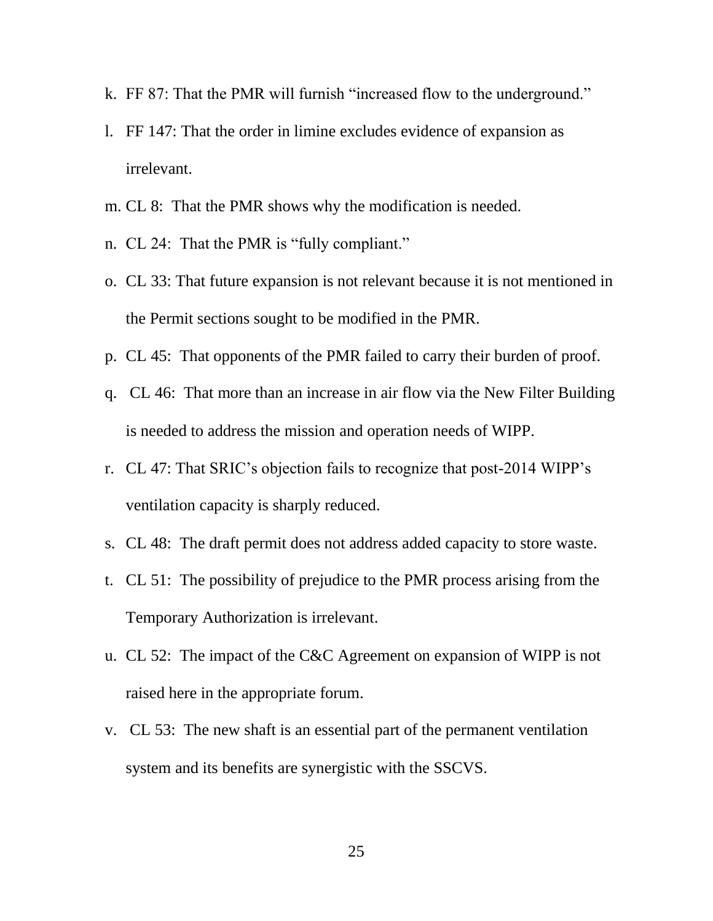k. FF 87: That the PMR will furnish "increased flow to the underground."

l. FF 147: That the order in limine excludes evidence of expansion as irrelevant.

m. CL 8: That the PMR shows why the modification is needed.

n. CL 24: That the PMR is "fully compliant."

o. CL 33: That future expansion is not relevant because it is not mentioned in the Permit sections sought to be modified in the PMR.

p. CL 45: That opponents of the PMR failed to carry their burden of proof.

q. CL 46: That more than an increase in air flow via the New Filter Building is needed to address the mission and operation needs of WIPP.

r. CL 47: That SRIC's objection fails to recognize that post-2014 WIPP's ventilation capacity is sharply reduced.

s. CL 48: The draft permit does not address added capacity to store waste.

t. CL 51: The possibility of prejudice to the PMR process arising from the Temporary Authorization is irrelevant.

u. CL 52: The impact of the C&C Agreement on expansion of WIPP is not raised here in the appropriate forum.

v. CL 53: The new shaft is an essential part of the permanent ventilation system and its benefits are synergistic with the SSCVS.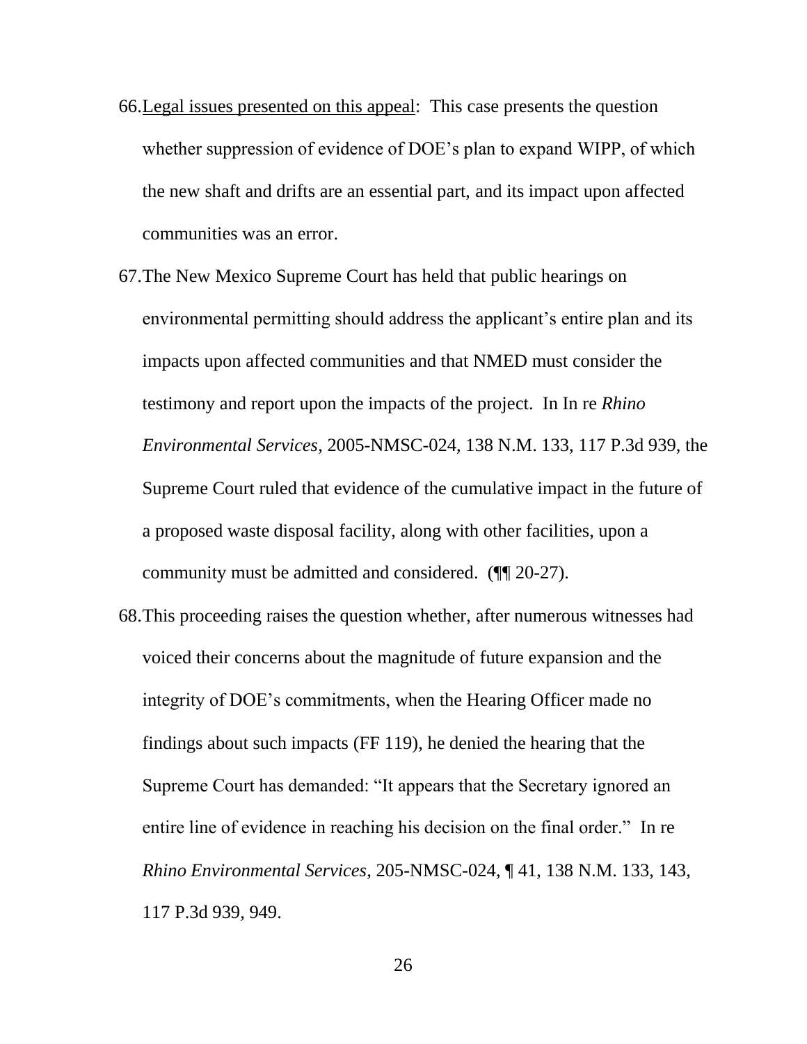66. <u>Legal issues presented on this appeal</u>: This case presents the question whether suppression of evidence of DOE's plan to expand WIPP, of which the new shaft and drifts are an essential part, and its impact upon affected communities was an error.

67. The New Mexico Supreme Court has held that public hearings on environmental permitting should address the applicant's entire plan and its impacts upon affected communities and that NMED must consider the testimony and report upon the impacts of the project. In In re *Rhino Environmental Services*, 2005-NMSC-024, 138 N.M. 133, 117 P.3d 939, the Supreme Court ruled that evidence of the cumulative impact in the future of a proposed waste disposal facility, along with other facilities, upon a community must be admitted and considered. (¶¶ 20-27).

68. This proceeding raises the question whether, after numerous witnesses had voiced their concerns about the magnitude of future expansion and the integrity of DOE's commitments, when the Hearing Officer made no findings about such impacts (FF 119), he denied the hearing that the Supreme Court has demanded: "It appears that the Secretary ignored an entire line of evidence in reaching his decision on the final order." In re *Rhino Environmental Services*, 205-NMSC-024, ¶ 41, 138 N.M. 133, 143, 117 P.3d 939, 949.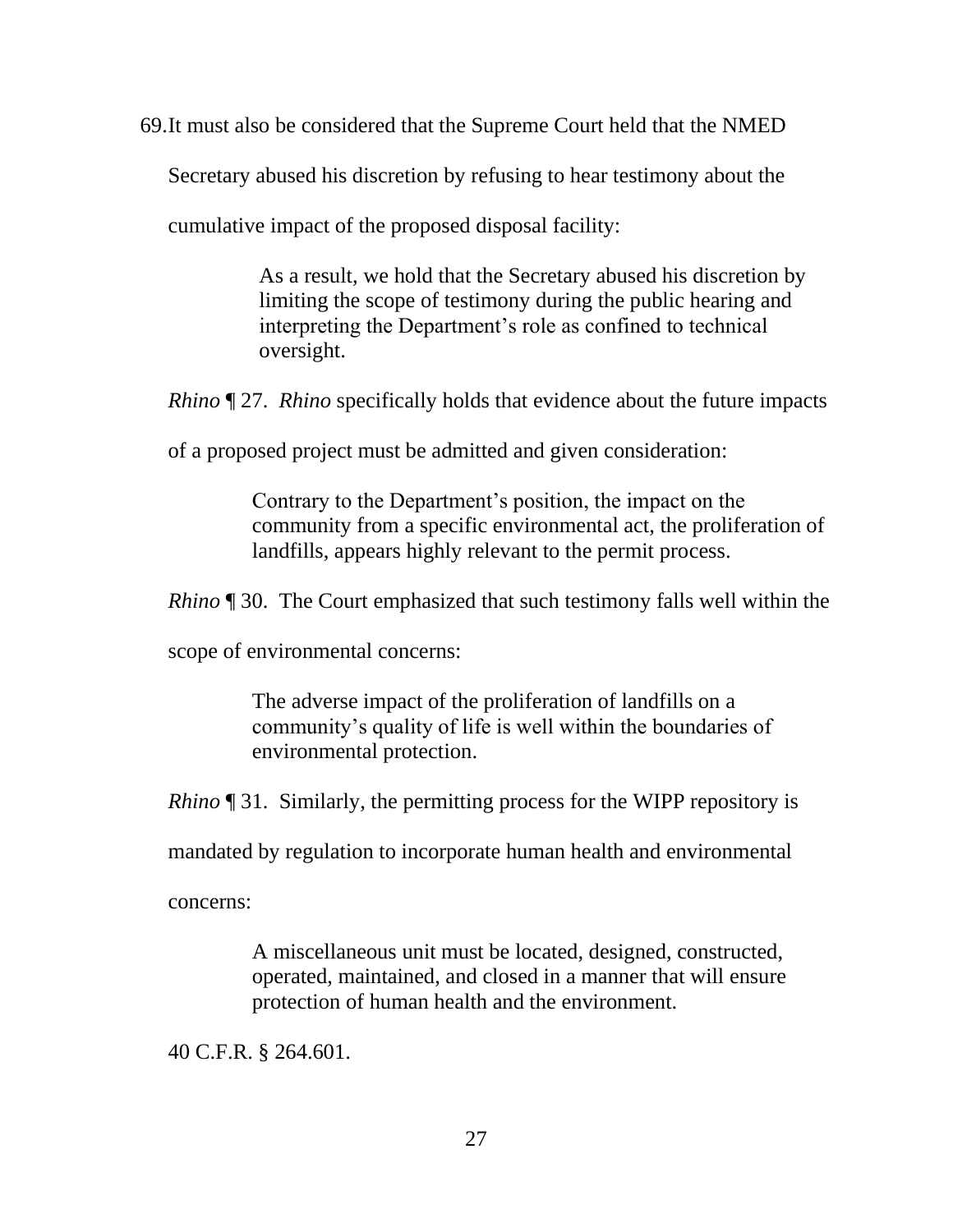69. It must also be considered that the Supreme Court held that the NMED Secretary abused his discretion by refusing to hear testimony about the cumulative impact of the proposed disposal facility:

> As a result, we hold that the Secretary abused his discretion by limiting the scope of testimony during the public hearing and interpreting the Department's role as confined to technical oversight.

*Rhino* ¶ 27. *Rhino* specifically holds that evidence about the future impacts of a proposed project must be admitted and given consideration:

> Contrary to the Department's position, the impact on the community from a specific environmental act, the proliferation of landfills, appears highly relevant to the permit process.

*Rhino* ¶ 30. The Court emphasized that such testimony falls well within the scope of environmental concerns:

> The adverse impact of the proliferation of landfills on a community's quality of life is well within the boundaries of environmental protection.

*Rhino* ¶ 31. Similarly, the permitting process for the WIPP repository is mandated by regulation to incorporate human health and environmental concerns:

> A miscellaneous unit must be located, designed, constructed, operated, maintained, and closed in a manner that will ensure protection of human health and the environment.

40 C.F.R. § 264.601.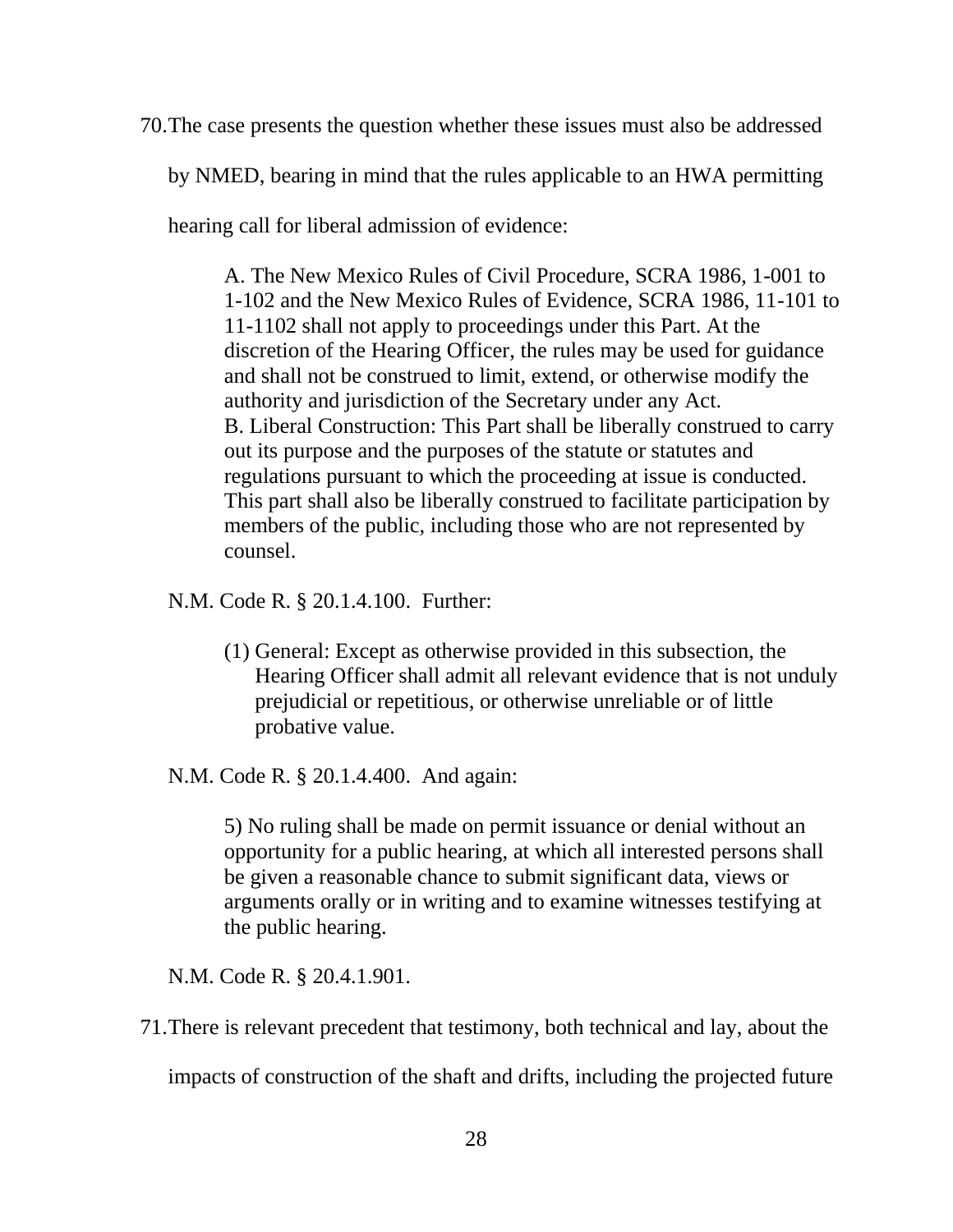70. The case presents the question whether these issues must also be addressed by NMED, bearing in mind that the rules applicable to an HWA permitting hearing call for liberal admission of evidence:

> A. The New Mexico Rules of Civil Procedure, SCRA 1986, 1-001 to 1-102 and the New Mexico Rules of Evidence, SCRA 1986, 11-101 to 11-1102 shall not apply to proceedings under this Part. At the discretion of the Hearing Officer, the rules may be used for guidance and shall not be construed to limit, extend, or otherwise modify the authority and jurisdiction of the Secretary under any Act.
> B. Liberal Construction: This Part shall be liberally construed to carry out its purpose and the purposes of the statute or statutes and regulations pursuant to which the proceeding at issue is conducted. This part shall also be liberally construed to facilitate participation by members of the public, including those who are not represented by counsel.

N.M. Code R. § 20.1.4.100. Further:

> (1) General: Except as otherwise provided in this subsection, the Hearing Officer shall admit all relevant evidence that is not unduly prejudicial or repetitious, or otherwise unreliable or of little probative value.

N.M. Code R. § 20.1.4.400. And again:

> 5) No ruling shall be made on permit issuance or denial without an opportunity for a public hearing, at which all interested persons shall be given a reasonable chance to submit significant data, views or arguments orally or in writing and to examine witnesses testifying at the public hearing.

N.M. Code R. § 20.4.1.901.

71. There is relevant precedent that testimony, both technical and lay, about the impacts of construction of the shaft and drifts, including the projected future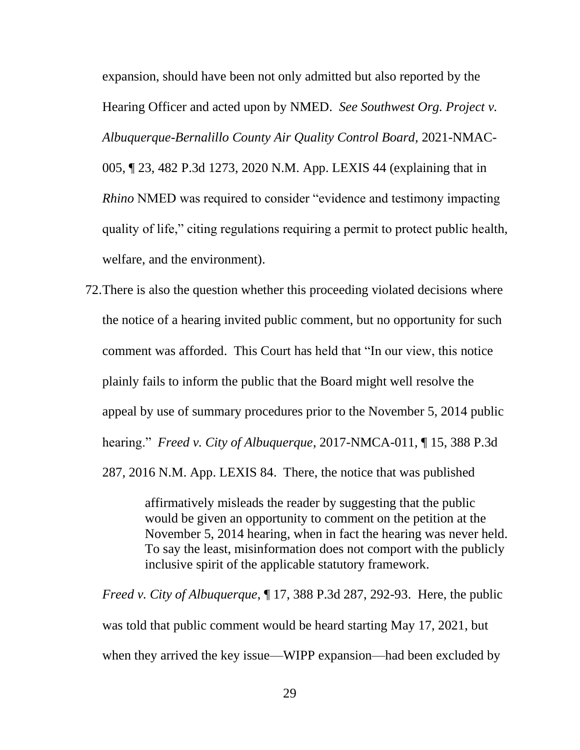expansion, should have been not only admitted but also reported by the Hearing Officer and acted upon by NMED. *See Southwest Org. Project v. Albuquerque-Bernalillo County Air Quality Control Board*, 2021-NMAC-005, ¶ 23, 482 P.3d 1273, 2020 N.M. App. LEXIS 44 (explaining that in *Rhino* NMED was required to consider "evidence and testimony impacting quality of life," citing regulations requiring a permit to protect public health, welfare, and the environment).

72. There is also the question whether this proceeding violated decisions where the notice of a hearing invited public comment, but no opportunity for such comment was afforded. This Court has held that "In our view, this notice plainly fails to inform the public that the Board might well resolve the appeal by use of summary procedures prior to the November 5, 2014 public hearing." *Freed v. City of Albuquerque*, 2017-NMCA-011, ¶ 15, 388 P.3d 287, 2016 N.M. App. LEXIS 84. There, the notice that was published

> affirmatively misleads the reader by suggesting that the public would be given an opportunity to comment on the petition at the November 5, 2014 hearing, when in fact the hearing was never held. To say the least, misinformation does not comport with the publicly inclusive spirit of the applicable statutory framework.

*Freed v. City of Albuquerque*, ¶ 17, 388 P.3d 287, 292-93. Here, the public was told that public comment would be heard starting May 17, 2021, but when they arrived the key issue—WIPP expansion—had been excluded by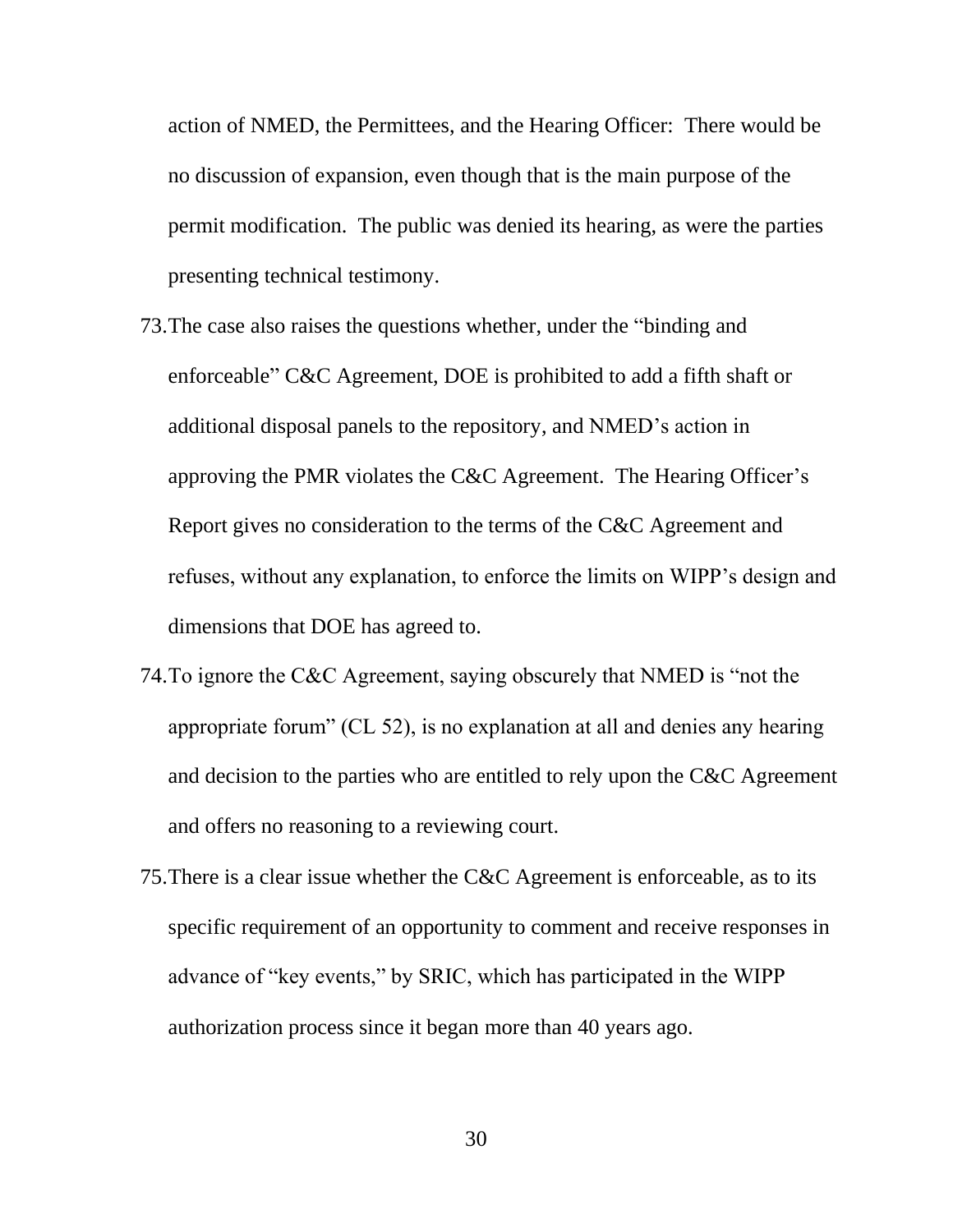action of NMED, the Permittees, and the Hearing Officer: There would be no discussion of expansion, even though that is the main purpose of the permit modification. The public was denied its hearing, as were the parties presenting technical testimony.

73. The case also raises the questions whether, under the "binding and enforceable" C&C Agreement, DOE is prohibited to add a fifth shaft or additional disposal panels to the repository, and NMED's action in approving the PMR violates the C&C Agreement. The Hearing Officer's Report gives no consideration to the terms of the C&C Agreement and refuses, without any explanation, to enforce the limits on WIPP's design and dimensions that DOE has agreed to.

74. To ignore the C&C Agreement, saying obscurely that NMED is "not the appropriate forum" (CL 52), is no explanation at all and denies any hearing and decision to the parties who are entitled to rely upon the C&C Agreement and offers no reasoning to a reviewing court.

75. There is a clear issue whether the C&C Agreement is enforceable, as to its specific requirement of an opportunity to comment and receive responses in advance of "key events," by SRIC, which has participated in the WIPP authorization process since it began more than 40 years ago.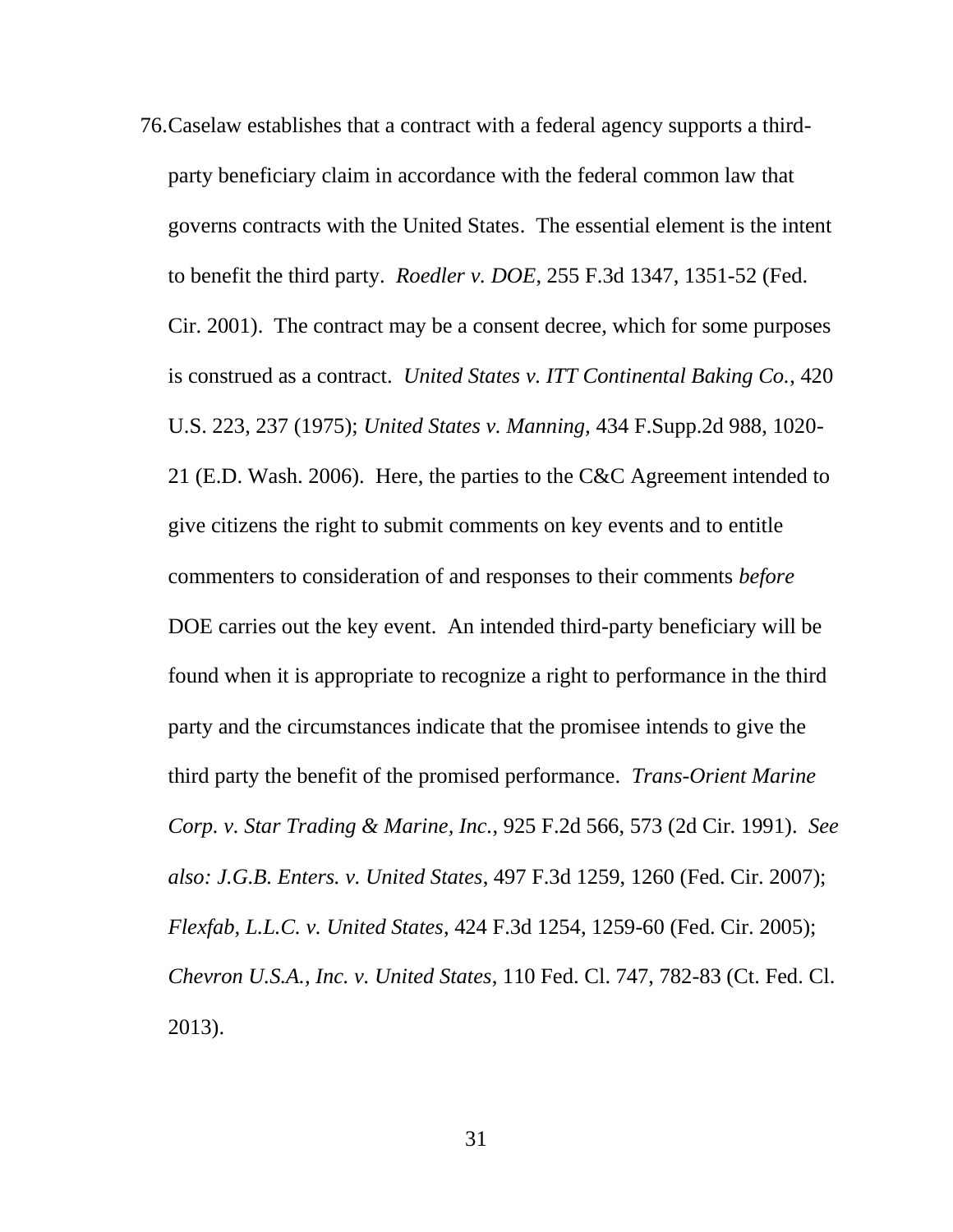76. Caselaw establishes that a contract with a federal agency supports a third-party beneficiary claim in accordance with the federal common law that governs contracts with the United States. The essential element is the intent to benefit the third party. *Roedler v. DOE*, 255 F.3d 1347, 1351-52 (Fed. Cir. 2001). The contract may be a consent decree, which for some purposes is construed as a contract. *United States v. ITT Continental Baking Co.*, 420 U.S. 223, 237 (1975); *United States v. Manning*, 434 F.Supp.2d 988, 1020-21 (E.D. Wash. 2006). Here, the parties to the C&C Agreement intended to give citizens the right to submit comments on key events and to entitle commenters to consideration of and responses to their comments *before* DOE carries out the key event. An intended third-party beneficiary will be found when it is appropriate to recognize a right to performance in the third party and the circumstances indicate that the promisee intends to give the third party the benefit of the promised performance. *Trans-Orient Marine Corp. v. Star Trading & Marine, Inc.*, 925 F.2d 566, 573 (2d Cir. 1991). *See also: J.G.B. Enters. v. United States*, 497 F.3d 1259, 1260 (Fed. Cir. 2007); *Flexfab, L.L.C. v. United States*, 424 F.3d 1254, 1259-60 (Fed. Cir. 2005); *Chevron U.S.A., Inc. v. United States*, 110 Fed. Cl. 747, 782-83 (Ct. Fed. Cl. 2013).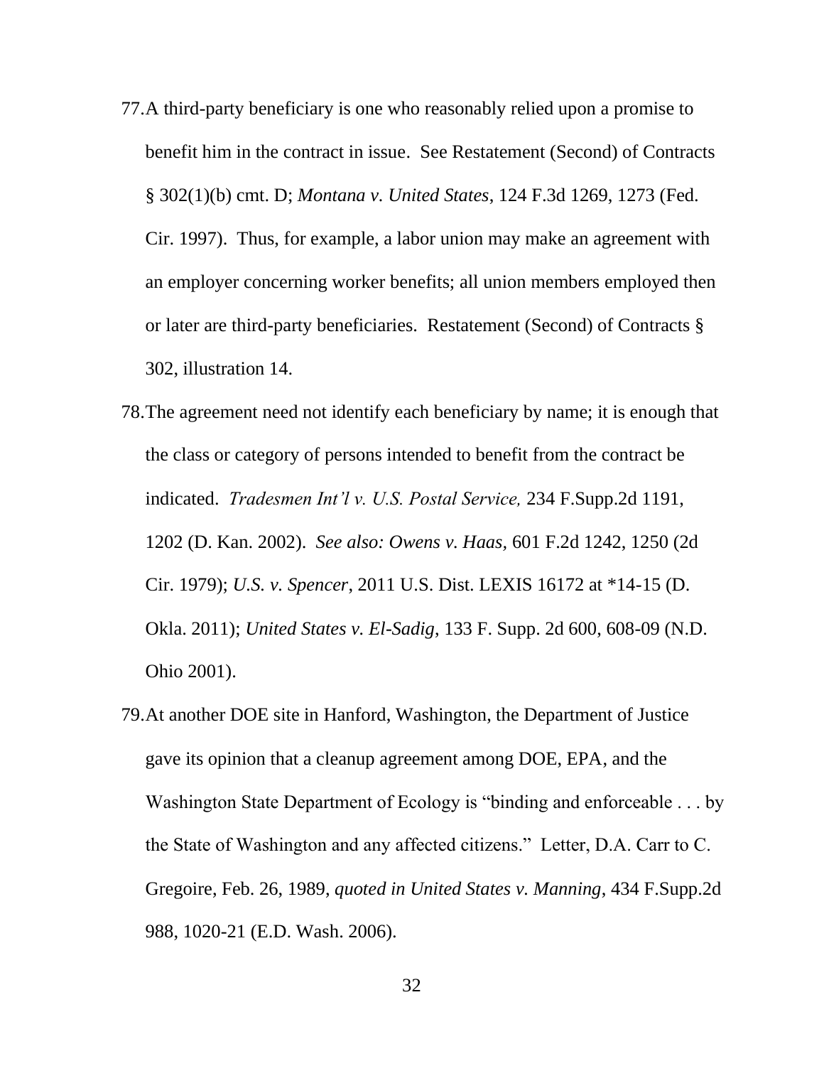77. A third-party beneficiary is one who reasonably relied upon a promise to benefit him in the contract in issue. See Restatement (Second) of Contracts § 302(1)(b) cmt. D; *Montana v. United States*, 124 F.3d 1269, 1273 (Fed. Cir. 1997). Thus, for example, a labor union may make an agreement with an employer concerning worker benefits; all union members employed then or later are third-party beneficiaries. Restatement (Second) of Contracts § 302, illustration 14.

78. The agreement need not identify each beneficiary by name; it is enough that the class or category of persons intended to benefit from the contract be indicated. *Tradesmen Int'l v. U.S. Postal Service,* 234 F.Supp.2d 1191, 1202 (D. Kan. 2002). *See also: Owens v. Haas,* 601 F.2d 1242, 1250 (2d Cir. 1979); *U.S. v. Spencer*, 2011 U.S. Dist. LEXIS 16172 at *14-15 (D. Okla. 2011); *United States v. El-Sadig,* 133 F. Supp. 2d 600, 608-09 (N.D. Ohio 2001).

79. At another DOE site in Hanford, Washington, the Department of Justice gave its opinion that a cleanup agreement among DOE, EPA, and the Washington State Department of Ecology is "binding and enforceable . . . by the State of Washington and any affected citizens." Letter, D.A. Carr to C. Gregoire, Feb. 26, 1989, *quoted in United States v. Manning*, 434 F.Supp.2d 988, 1020-21 (E.D. Wash. 2006).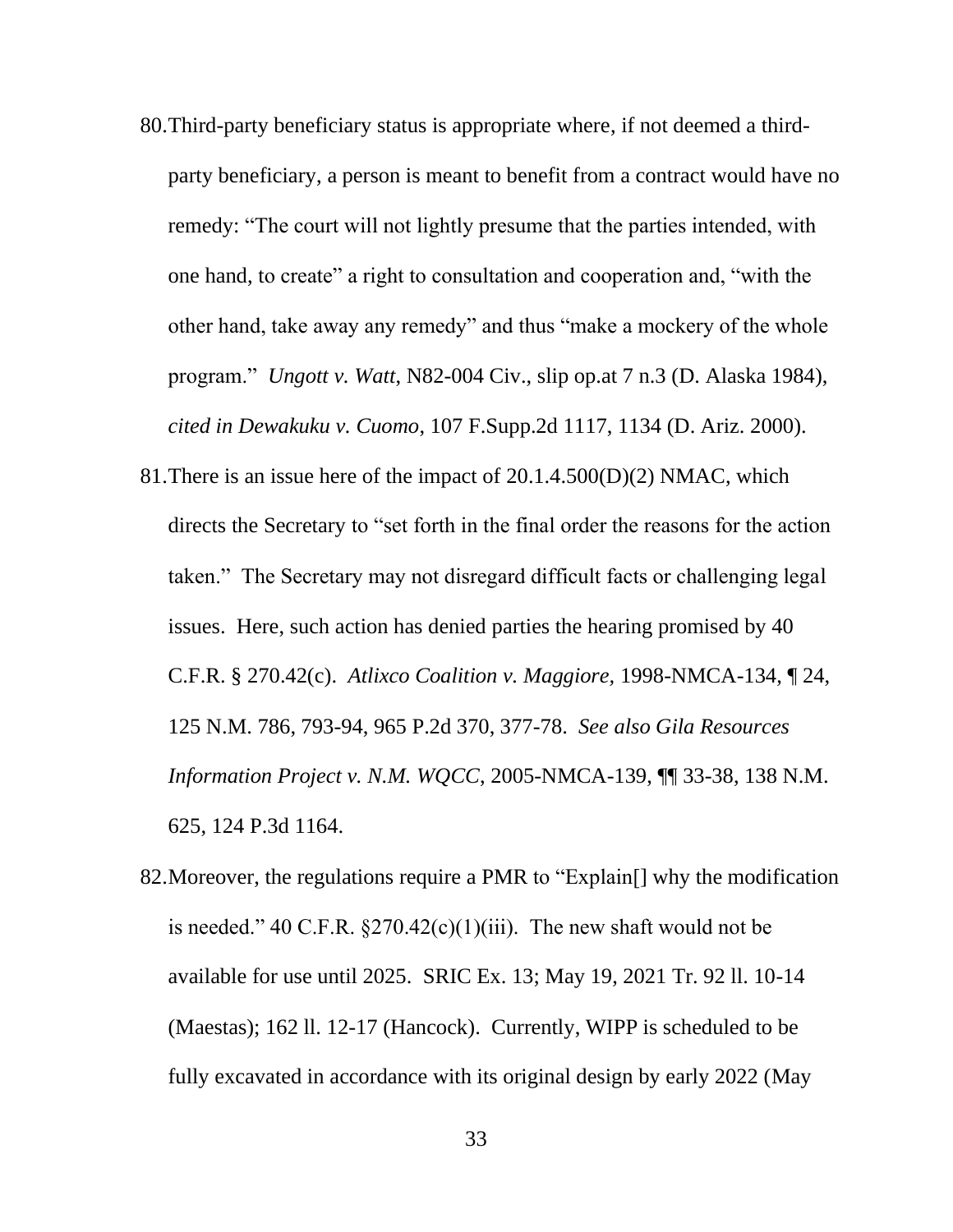80. Third-party beneficiary status is appropriate where, if not deemed a third-party beneficiary, a person is meant to benefit from a contract would have no remedy: "The court will not lightly presume that the parties intended, with one hand, to create" a right to consultation and cooperation and, "with the other hand, take away any remedy" and thus "make a mockery of the whole program." *Ungott v. Watt*, N82-004 Civ., slip op.at 7 n.3 (D. Alaska 1984), *cited in Dewakuku v. Cuomo*, 107 F.Supp.2d 1117, 1134 (D. Ariz. 2000).

81. There is an issue here of the impact of 20.1.4.500(D)(2) NMAC, which directs the Secretary to "set forth in the final order the reasons for the action taken." The Secretary may not disregard difficult facts or challenging legal issues. Here, such action has denied parties the hearing promised by 40 C.F.R. § 270.42(c). *Atlixco Coalition v. Maggiore*, 1998-NMCA-134, ¶ 24, 125 N.M. 786, 793-94, 965 P.2d 370, 377-78. *See also Gila Resources Information Project v. N.M. WQCC*, 2005-NMCA-139, ¶¶ 33-38, 138 N.M. 625, 124 P.3d 1164.

82. Moreover, the regulations require a PMR to "Explain[] why the modification is needed." 40 C.F.R. §270.42(c)(1)(iii). The new shaft would not be available for use until 2025. SRIC Ex. 13; May 19, 2021 Tr. 92 ll. 10-14 (Maestas); 162 ll. 12-17 (Hancock). Currently, WIPP is scheduled to be fully excavated in accordance with its original design by early 2022 (May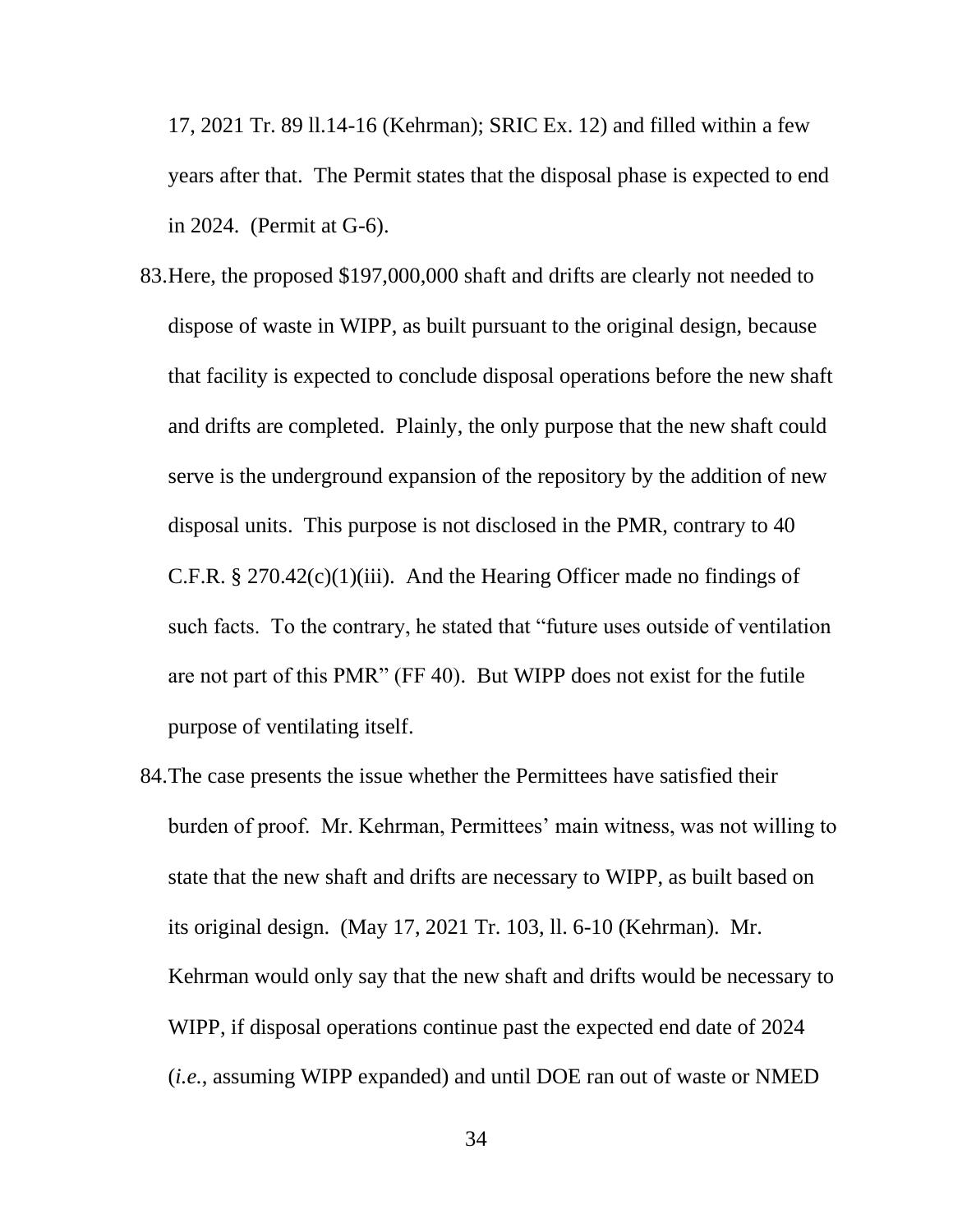17, 2021 Tr. 89 ll.14-16 (Kehrman); SRIC Ex. 12) and filled within a few years after that. The Permit states that the disposal phase is expected to end in 2024. (Permit at G-6).

83. Here, the proposed $197,000,000 shaft and drifts are clearly not needed to dispose of waste in WIPP, as built pursuant to the original design, because that facility is expected to conclude disposal operations before the new shaft and drifts are completed. Plainly, the only purpose that the new shaft could serve is the underground expansion of the repository by the addition of new disposal units. This purpose is not disclosed in the PMR, contrary to 40 C.F.R. § 270.42(c)(1)(iii). And the Hearing Officer made no findings of such facts. To the contrary, he stated that "future uses outside of ventilation are not part of this PMR" (FF 40). But WIPP does not exist for the futile purpose of ventilating itself.

84. The case presents the issue whether the Permittees have satisfied their burden of proof. Mr. Kehrman, Permittees' main witness, was not willing to state that the new shaft and drifts are necessary to WIPP, as built based on its original design. (May 17, 2021 Tr. 103, ll. 6-10 (Kehrman). Mr. Kehrman would only say that the new shaft and drifts would be necessary to WIPP, if disposal operations continue past the expected end date of 2024 (*i.e.*, assuming WIPP expanded) and until DOE ran out of waste or NMED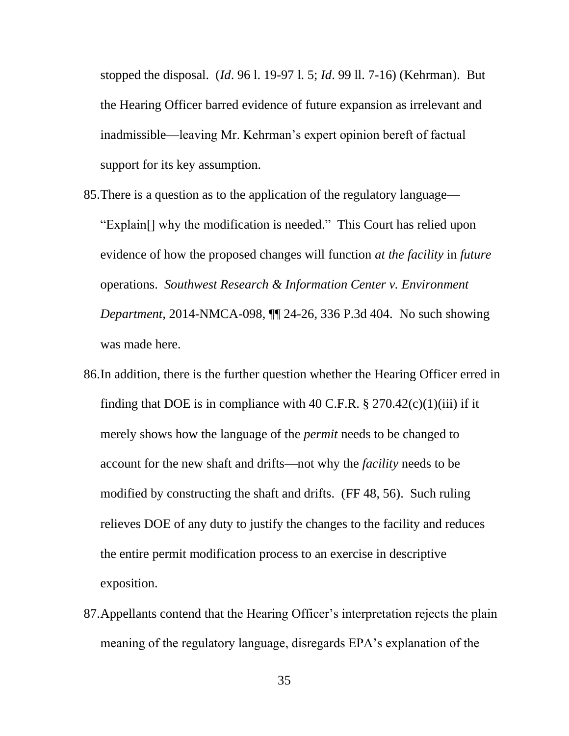stopped the disposal. (*Id*. 96 l. 19-97 l. 5; *Id*. 99 ll. 7-16) (Kehrman). But the Hearing Officer barred evidence of future expansion as irrelevant and inadmissible—leaving Mr. Kehrman's expert opinion bereft of factual support for its key assumption.

85. There is a question as to the application of the regulatory language—"Explain[] why the modification is needed." This Court has relied upon evidence of how the proposed changes will function *at the facility* in *future* operations. *Southwest Research & Information Center v. Environment Department*, 2014-NMCA-098, ¶¶ 24-26, 336 P.3d 404. No such showing was made here.

86. In addition, there is the further question whether the Hearing Officer erred in finding that DOE is in compliance with 40 C.F.R. § 270.42(c)(1)(iii) if it merely shows how the language of the *permit* needs to be changed to account for the new shaft and drifts—not why the *facility* needs to be modified by constructing the shaft and drifts. (FF 48, 56). Such ruling relieves DOE of any duty to justify the changes to the facility and reduces the entire permit modification process to an exercise in descriptive exposition.

87. Appellants contend that the Hearing Officer's interpretation rejects the plain meaning of the regulatory language, disregards EPA's explanation of the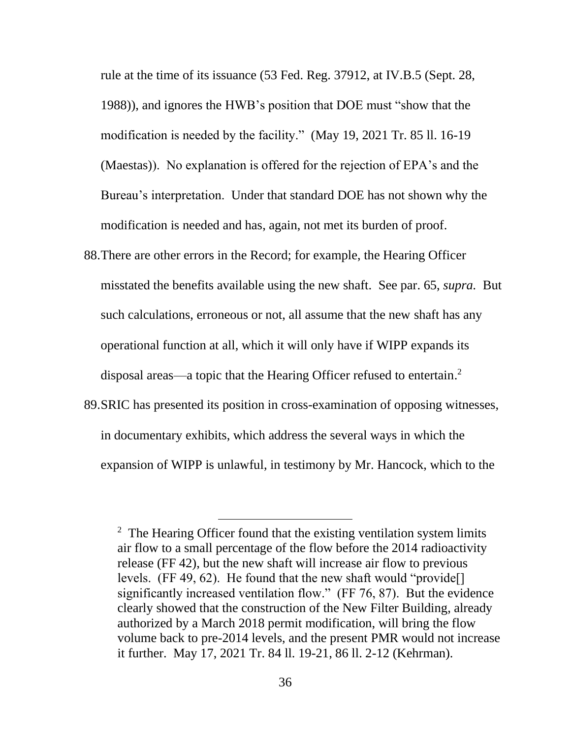rule at the time of its issuance (53 Fed. Reg. 37912, at IV.B.5 (Sept. 28, 1988)), and ignores the HWB's position that DOE must "show that the modification is needed by the facility." (May 19, 2021 Tr. 85 ll. 16-19 (Maestas)). No explanation is offered for the rejection of EPA's and the Bureau's interpretation. Under that standard DOE has not shown why the modification is needed and has, again, not met its burden of proof.

88. There are other errors in the Record; for example, the Hearing Officer misstated the benefits available using the new shaft. See par. 65, *supra*. But such calculations, erroneous or not, all assume that the new shaft has any operational function at all, which it will only have if WIPP expands its disposal areas—a topic that the Hearing Officer refused to entertain.[2]

89. SRIC has presented its position in cross-examination of opposing witnesses, in documentary exhibits, which address the several ways in which the expansion of WIPP is unlawful, in testimony by Mr. Hancock, which to the

---

[2] The Hearing Officer found that the existing ventilation system limits air flow to a small percentage of the flow before the 2014 radioactivity release (FF 42), but the new shaft will increase air flow to previous levels. (FF 49, 62). He found that the new shaft would "provide[] significantly increased ventilation flow." (FF 76, 87). But the evidence clearly showed that the construction of the New Filter Building, already authorized by a March 2018 permit modification, will bring the flow volume back to pre-2014 levels, and the present PMR would not increase it further. May 17, 2021 Tr. 84 ll. 19-21, 86 ll. 2-12 (Kehrman).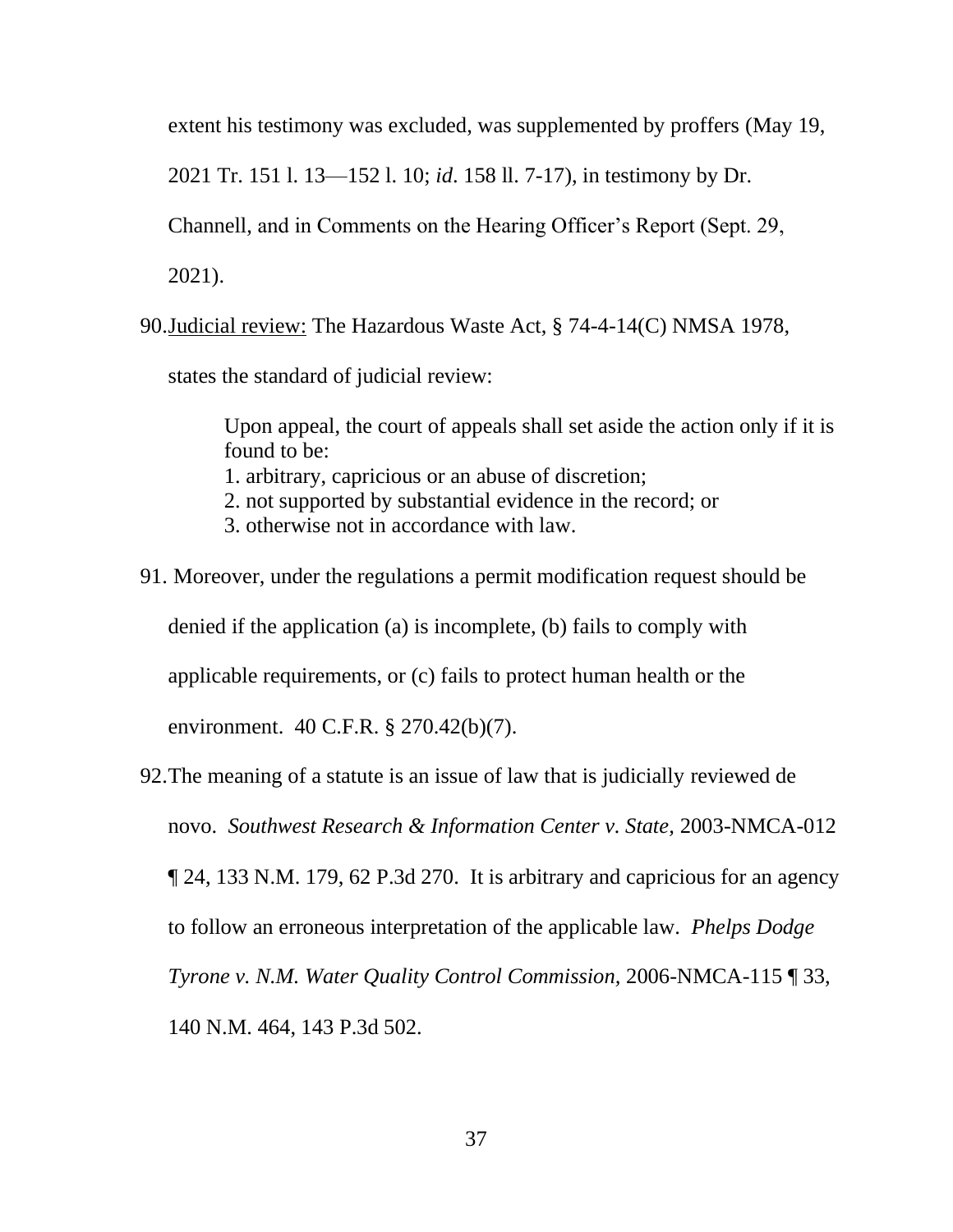extent his testimony was excluded, was supplemented by proffers (May 19, 2021 Tr. 151 l. 13—152 l. 10; *id*. 158 ll. 7-17), in testimony by Dr. Channell, and in Comments on the Hearing Officer's Report (Sept. 29, 2021).

90. Judicial review: The Hazardous Waste Act, § 74-4-14(C) NMSA 1978, states the standard of judicial review:

> Upon appeal, the court of appeals shall set aside the action only if it is found to be:
> 1. arbitrary, capricious or an abuse of discretion;
> 2. not supported by substantial evidence in the record; or
> 3. otherwise not in accordance with law.

91. Moreover, under the regulations a permit modification request should be denied if the application (a) is incomplete, (b) fails to comply with applicable requirements, or (c) fails to protect human health or the environment. 40 C.F.R. § 270.42(b)(7).

92. The meaning of a statute is an issue of law that is judicially reviewed de novo. *Southwest Research & Information Center v. State*, 2003-NMCA-012 ¶ 24, 133 N.M. 179, 62 P.3d 270. It is arbitrary and capricious for an agency to follow an erroneous interpretation of the applicable law. *Phelps Dodge Tyrone v. N.M. Water Quality Control Commission*, 2006-NMCA-115 ¶ 33, 140 N.M. 464, 143 P.3d 502.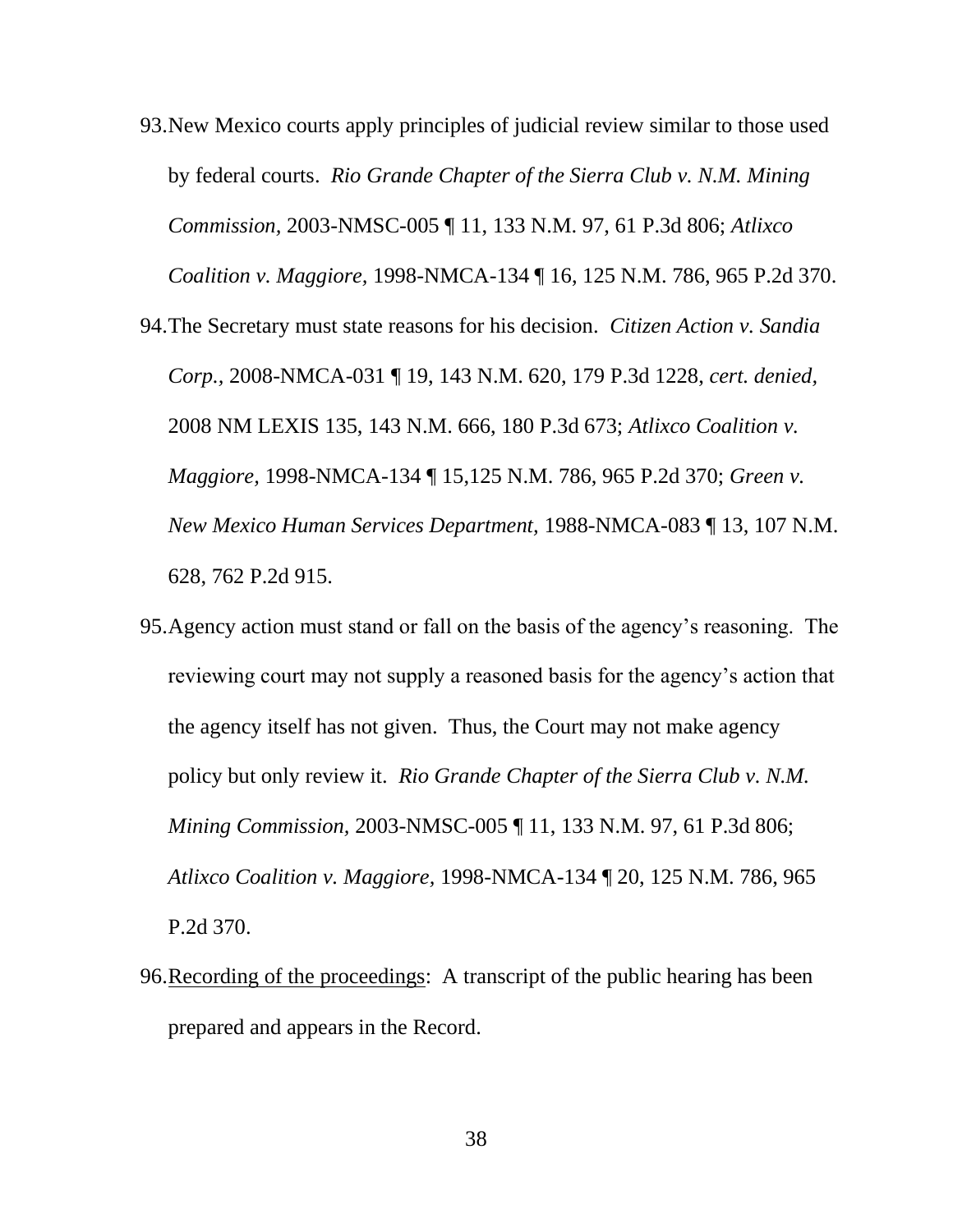93. New Mexico courts apply principles of judicial review similar to those used by federal courts. *Rio Grande Chapter of the Sierra Club v. N.M. Mining Commission*, 2003-NMSC-005 ¶ 11, 133 N.M. 97, 61 P.3d 806; *Atlixco Coalition v. Maggiore,* 1998-NMCA-134 ¶ 16, 125 N.M. 786, 965 P.2d 370.

94. The Secretary must state reasons for his decision. *Citizen Action v. Sandia Corp.*, 2008-NMCA-031 ¶ 19, 143 N.M. 620, 179 P.3d 1228, *cert. denied*, 2008 NM LEXIS 135, 143 N.M. 666, 180 P.3d 673; *Atlixco Coalition v. Maggiore*, 1998-NMCA-134 ¶ 15,125 N.M. 786, 965 P.2d 370; *Green v. New Mexico Human Services Department,* 1988-NMCA-083 ¶ 13, 107 N.M. 628, 762 P.2d 915.

95. Agency action must stand or fall on the basis of the agency's reasoning. The reviewing court may not supply a reasoned basis for the agency's action that the agency itself has not given. Thus, the Court may not make agency policy but only review it. *Rio Grande Chapter of the Sierra Club v. N.M. Mining Commission*, 2003-NMSC-005 ¶ 11, 133 N.M. 97, 61 P.3d 806; *Atlixco Coalition v. Maggiore*, 1998-NMCA-134 ¶ 20, 125 N.M. 786, 965 P.2d 370.

96. <u>Recording of the proceedings</u>: A transcript of the public hearing has been prepared and appears in the Record.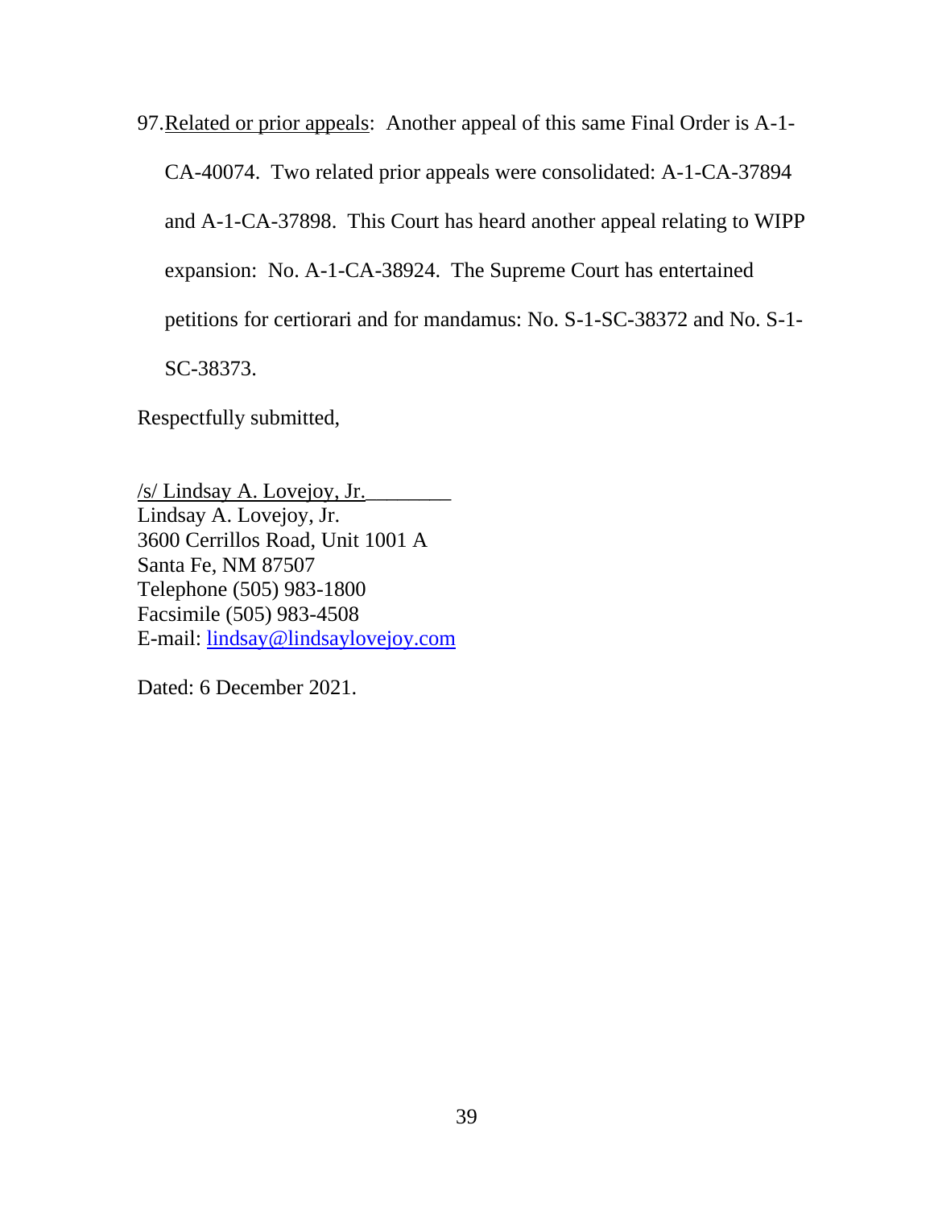97. Related or prior appeals: Another appeal of this same Final Order is A-1-CA-40074. Two related prior appeals were consolidated: A-1-CA-37894 and A-1-CA-37898. This Court has heard another appeal relating to WIPP expansion: No. A-1-CA-38924. The Supreme Court has entertained petitions for certiorari and for mandamus: No. S-1-SC-38372 and No. S-1-SC-38373.

Respectfully submitted,

/s/ Lindsay A. Lovejoy, Jr.
Lindsay A. Lovejoy, Jr.
3600 Cerrillos Road, Unit 1001 A
Santa Fe, NM 87507
Telephone (505) 983-1800
Facsimile (505) 983-4508
E-mail: lindsay@lindsaylovejoy.com

Dated: 6 December 2021.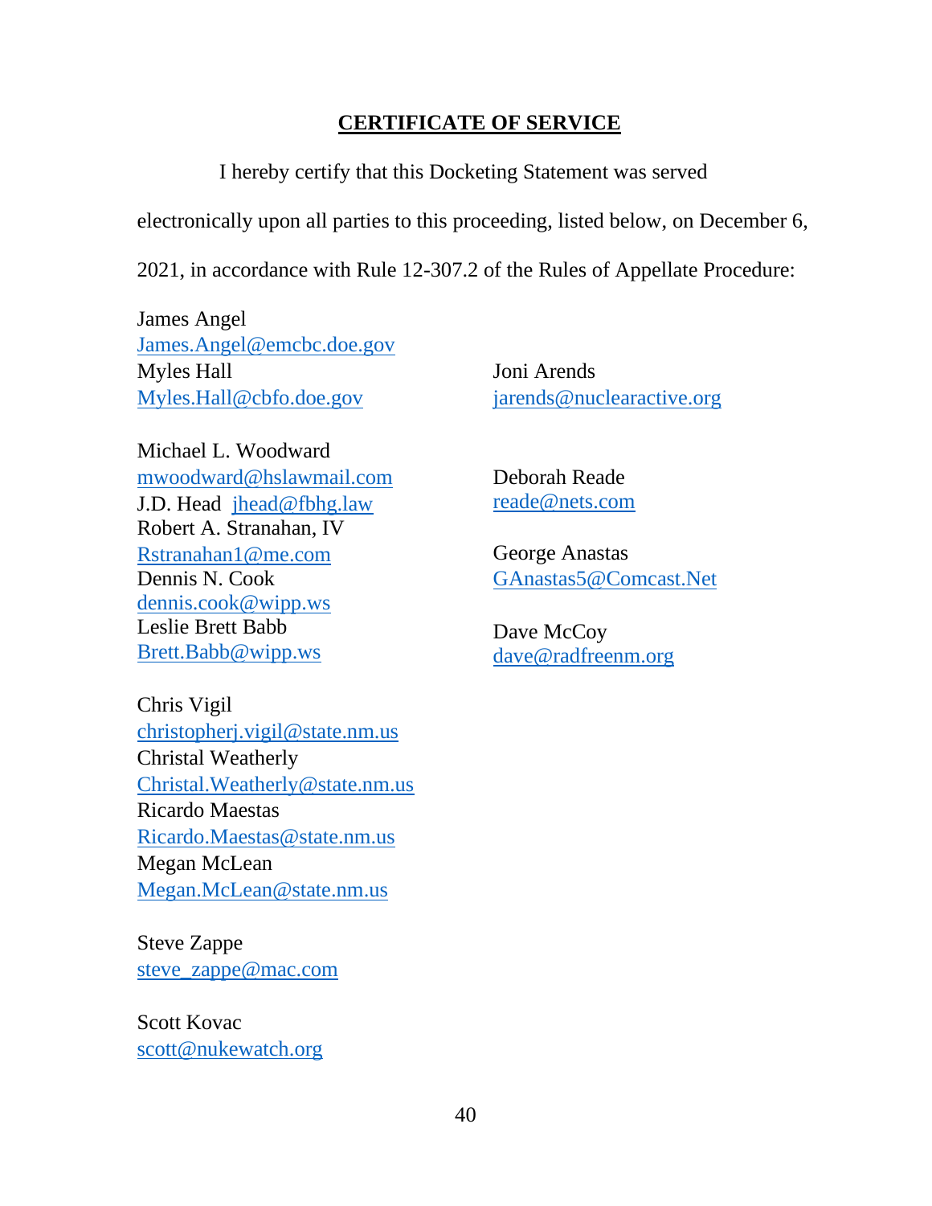## CERTIFICATE OF SERVICE

I hereby certify that this Docketing Statement was served electronically upon all parties to this proceeding, listed below, on December 6, 2021, in accordance with Rule 12-307.2 of the Rules of Appellate Procedure:

James Angel
James.Angel@emcbc.doe.gov
Myles Hall
Myles.Hall@cbfo.doe.gov

Michael L. Woodward
mwoodward@hslawmail.com
J.D. Head jhead@fbhg.law
Robert A. Stranahan, IV
Rstranahan1@me.com
Dennis N. Cook
dennis.cook@wipp.ws
Leslie Brett Babb
Brett.Babb@wipp.ws

Chris Vigil
christopherj.vigil@state.nm.us
Christal Weatherly
Christal.Weatherly@state.nm.us
Ricardo Maestas
Ricardo.Maestas@state.nm.us
Megan McLean
Megan.McLean@state.nm.us

Steve Zappe
steve_zappe@mac.com

Scott Kovac
scott@nukewatch.org

Joni Arends
jarends@nuclearactive.org

Deborah Reade
reade@nets.com

George Anastas
GAnastas5@Comcast.Net

Dave McCoy
dave@radfreenm.org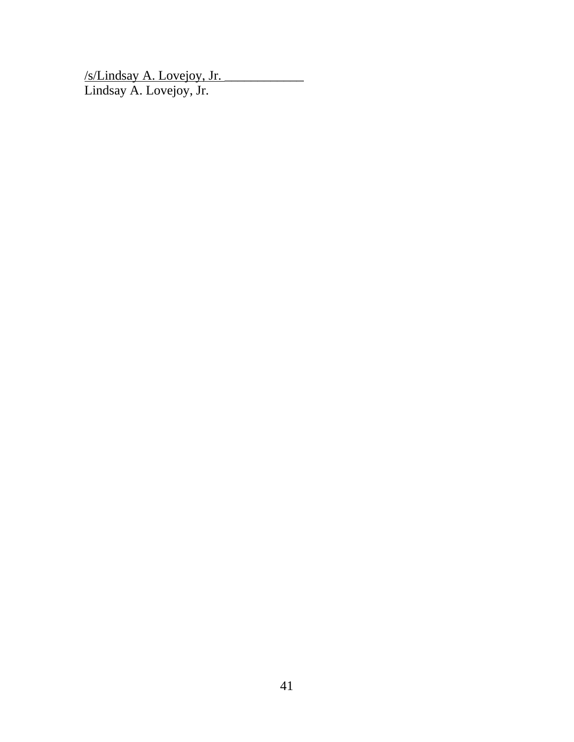/s/Lindsay A. Lovejoy, Jr. ____________
Lindsay A. Lovejoy, Jr.